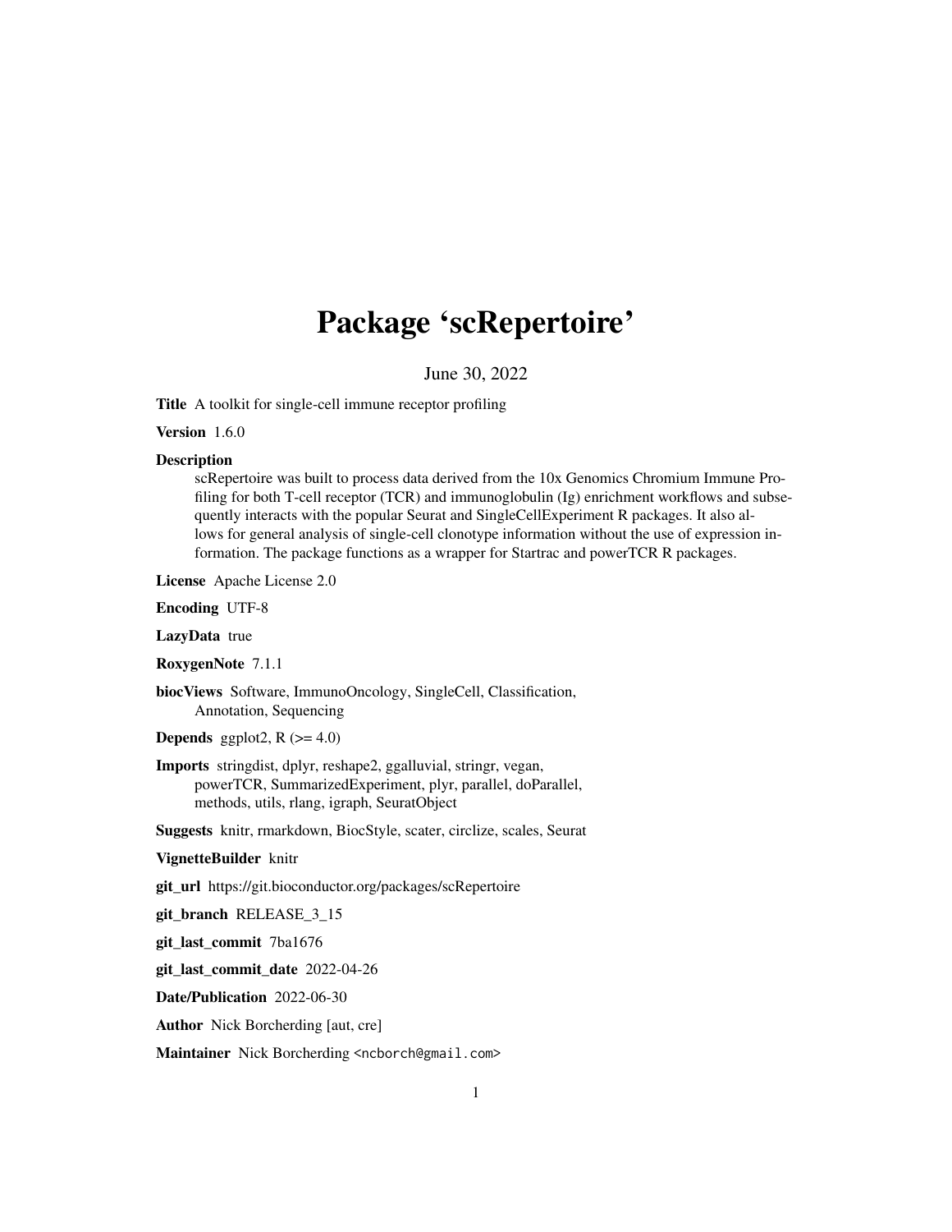# Package 'scRepertoire'

June 30, 2022

**Title** A toolkit for single-cell immune receptor profiling

**Version** 1.6.0

**Description**
scRepertoire was built to process data derived from the 10x Genomics Chromium Immune Profiling for both T-cell receptor (TCR) and immunoglobulin (Ig) enrichment workflows and subsequently interacts with the popular Seurat and SingleCellExperiment R packages. It also allows for general analysis of single-cell clonotype information without the use of expression information. The package functions as a wrapper for Startrac and powerTCR R packages.

**License** Apache License 2.0

**Encoding** UTF-8

**LazyData** true

**RoxygenNote** 7.1.1

**biocViews** Software, ImmunoOncology, SingleCell, Classification, Annotation, Sequencing

**Depends** ggplot2, R (>= 4.0)

**Imports** stringdist, dplyr, reshape2, ggalluvial, stringr, vegan, powerTCR, SummarizedExperiment, plyr, parallel, doParallel, methods, utils, rlang, igraph, SeuratObject

**Suggests** knitr, rmarkdown, BiocStyle, scater, circlize, scales, Seurat

**VignetteBuilder** knitr

**git_url** https://git.bioconductor.org/packages/scRepertoire

**git_branch** RELEASE_3_15

**git_last_commit** 7ba1676

**git_last_commit_date** 2022-04-26

**Date/Publication** 2022-06-30

**Author** Nick Borcherding [aut, cre]

**Maintainer** Nick Borcherding <ncborch@gmail.com>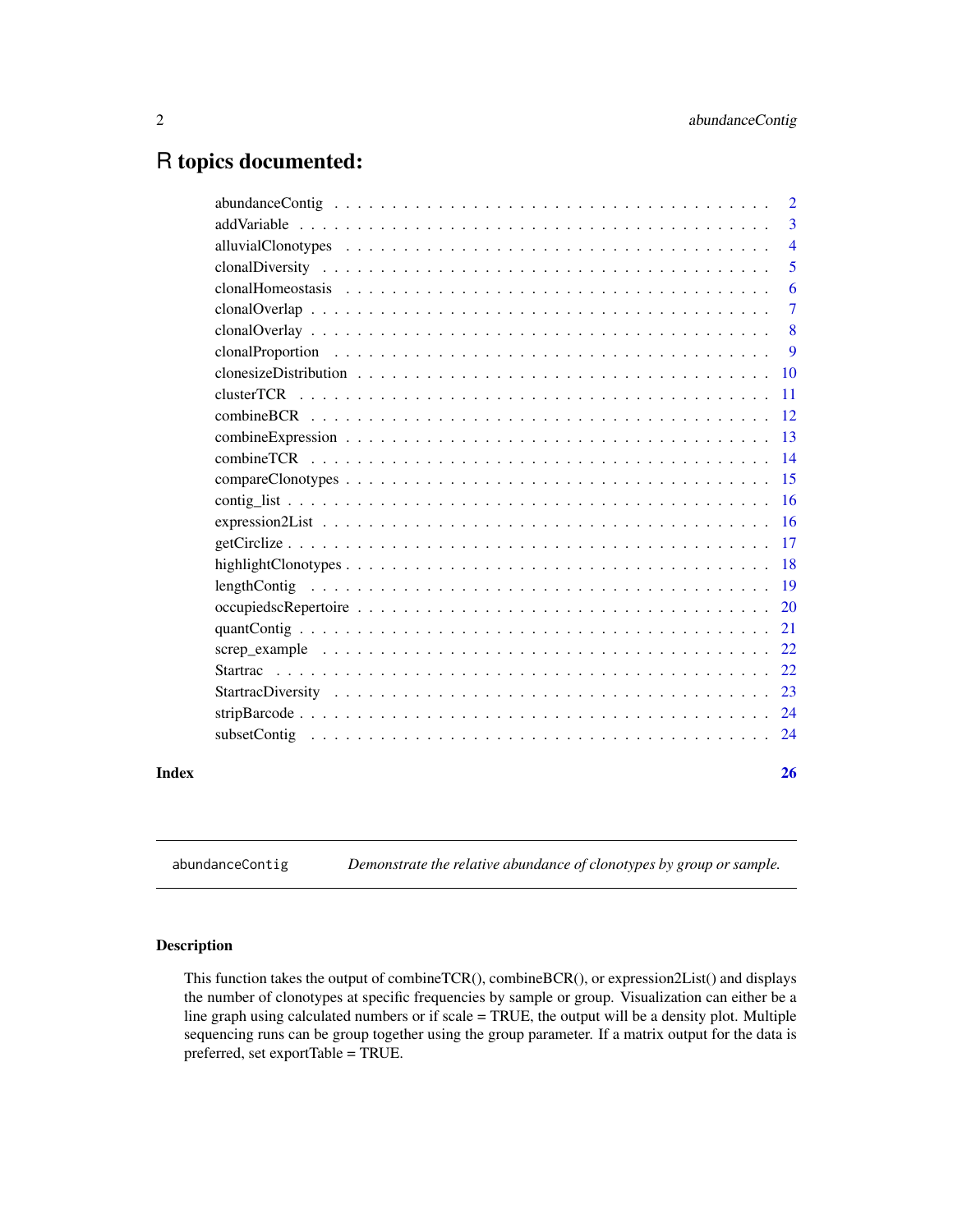# R topics documented:

| | |
|---|---|
| abundanceContig | 2 |
| addVariable | 3 |
| alluvialClonotypes | 4 |
| clonalDiversity | 5 |
| clonalHomeostasis | 6 |
| clonalOverlap | 7 |
| clonalOverlay | 8 |
| clonalProportion | 9 |
| clonesizeDistribution | 10 |
| clusterTCR | 11 |
| combineBCR | 12 |
| combineExpression | 13 |
| combineTCR | 14 |
| compareClonotypes | 15 |
| contig_list | 16 |
| expression2List | 16 |
| getCirclize | 17 |
| highlightClonotypes | 18 |
| lengthContig | 19 |
| occupiedscRepertoire | 20 |
| quantContig | 21 |
| screp_example | 22 |
| Startrac | 22 |
| StartracDiversity | 23 |
| stripBarcode | 24 |
| subsetContig | 24 |

**Index** **26**

---

abundanceContig — *Demonstrate the relative abundance of clonotypes by group or sample.*

---

## Description

This function takes the output of combineTCR(), combineBCR(), or expression2List() and displays the number of clonotypes at specific frequencies by sample or group. Visualization can either be a line graph using calculated numbers or if scale = TRUE, the output will be a density plot. Multiple sequencing runs can be group together using the group parameter. If a matrix output for the data is preferred, set exportTable = TRUE.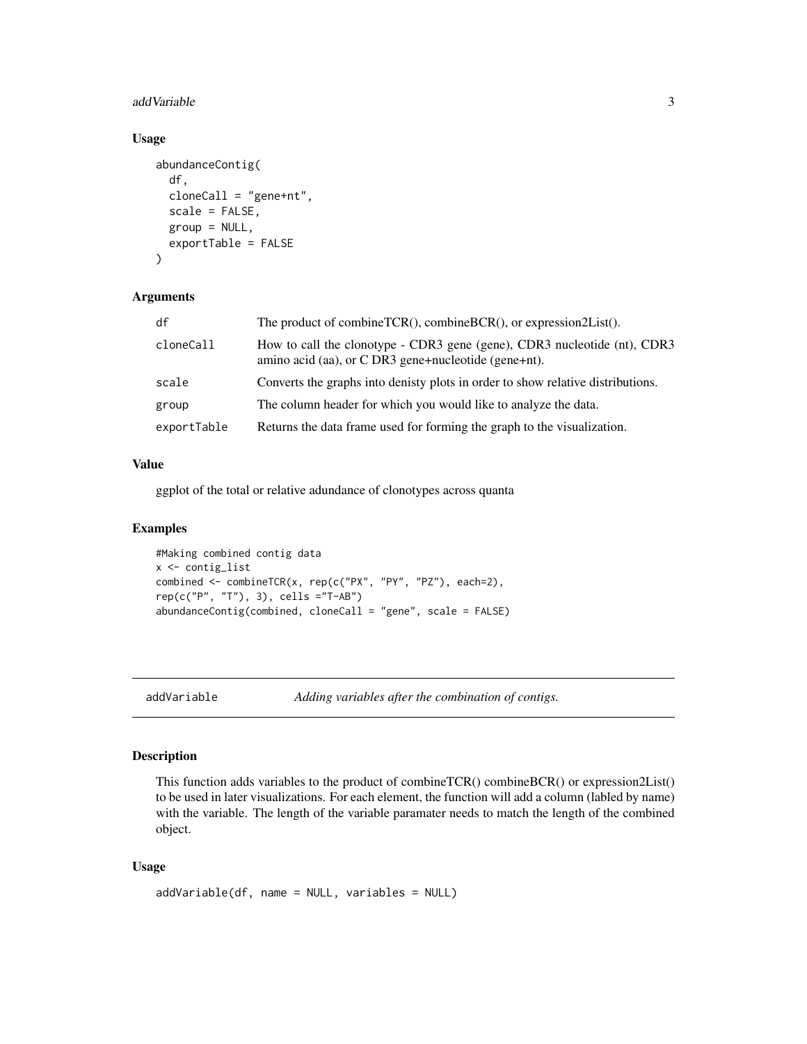### Usage

```
abundanceContig(
  df,
  cloneCall = "gene+nt",
  scale = FALSE,
  group = NULL,
  exportTable = FALSE
)
```

### Arguments

| | |
|---|---|
| df | The product of combineTCR(), combineBCR(), or expression2List(). |
| cloneCall | How to call the clonotype - CDR3 gene (gene), CDR3 nucleotide (nt), CDR3 amino acid (aa), or C DR3 gene+nucleotide (gene+nt). |
| scale | Converts the graphs into denisty plots in order to show relative distributions. |
| group | The column header for which you would like to analyze the data. |
| exportTable | Returns the data frame used for forming the graph to the visualization. |

### Value

ggplot of the total or relative adundance of clonotypes across quanta

### Examples

```
#Making combined contig data
x <- contig_list
combined <- combineTCR(x, rep(c("PX", "PY", "PZ"), each=2),
rep(c("P", "T"), 3), cells ="T-AB")
abundanceContig(combined, cloneCall = "gene", scale = FALSE)
```

---

## addVariable — *Adding variables after the combination of contigs.*

### Description

This function adds variables to the product of combineTCR() combineBCR() or expression2List() to be used in later visualizations. For each element, the function will add a column (labled by name) with the variable. The length of the variable paramater needs to match the length of the combined object.

### Usage

```
addVariable(df, name = NULL, variables = NULL)
```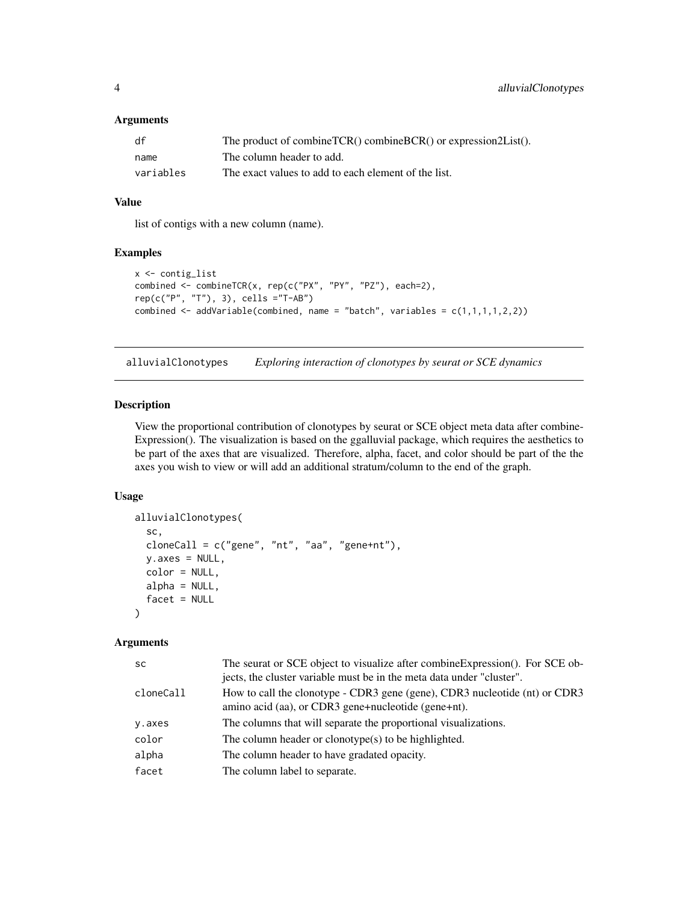### Arguments

| | |
|---|---|
| df | The product of combineTCR() combineBCR() or expression2List(). |
| name | The column header to add. |
| variables | The exact values to add to each element of the list. |

### Value

list of contigs with a new column (name).

### Examples

```
x <- contig_list
combined <- combineTCR(x, rep(c("PX", "PY", "PZ"), each=2),
rep(c("P", "T"), 3), cells ="T-AB")
combined <- addVariable(combined, name = "batch", variables = c(1,1,1,1,2,2))
```

## alluvialClonotypes    *Exploring interaction of clonotypes by seurat or SCE dynamics*

### Description

View the proportional contribution of clonotypes by seurat or SCE object meta data after combineExpression(). The visualization is based on the ggalluvial package, which requires the aesthetics to be part of the axes that are visualized. Therefore, alpha, facet, and color should be part of the the axes you wish to view or will add an additional stratum/column to the end of the graph.

### Usage

```
alluvialClonotypes(
  sc,
  cloneCall = c("gene", "nt", "aa", "gene+nt"),
  y.axes = NULL,
  color = NULL,
  alpha = NULL,
  facet = NULL
)
```

### Arguments

| | |
|---|---|
| sc | The seurat or SCE object to visualize after combineExpression(). For SCE objects, the cluster variable must be in the meta data under "cluster". |
| cloneCall | How to call the clonotype - CDR3 gene (gene), CDR3 nucleotide (nt) or CDR3 amino acid (aa), or CDR3 gene+nucleotide (gene+nt). |
| y.axes | The columns that will separate the proportional visualizations. |
| color | The column header or clonotype(s) to be highlighted. |
| alpha | The column header to have gradated opacity. |
| facet | The column label to separate. |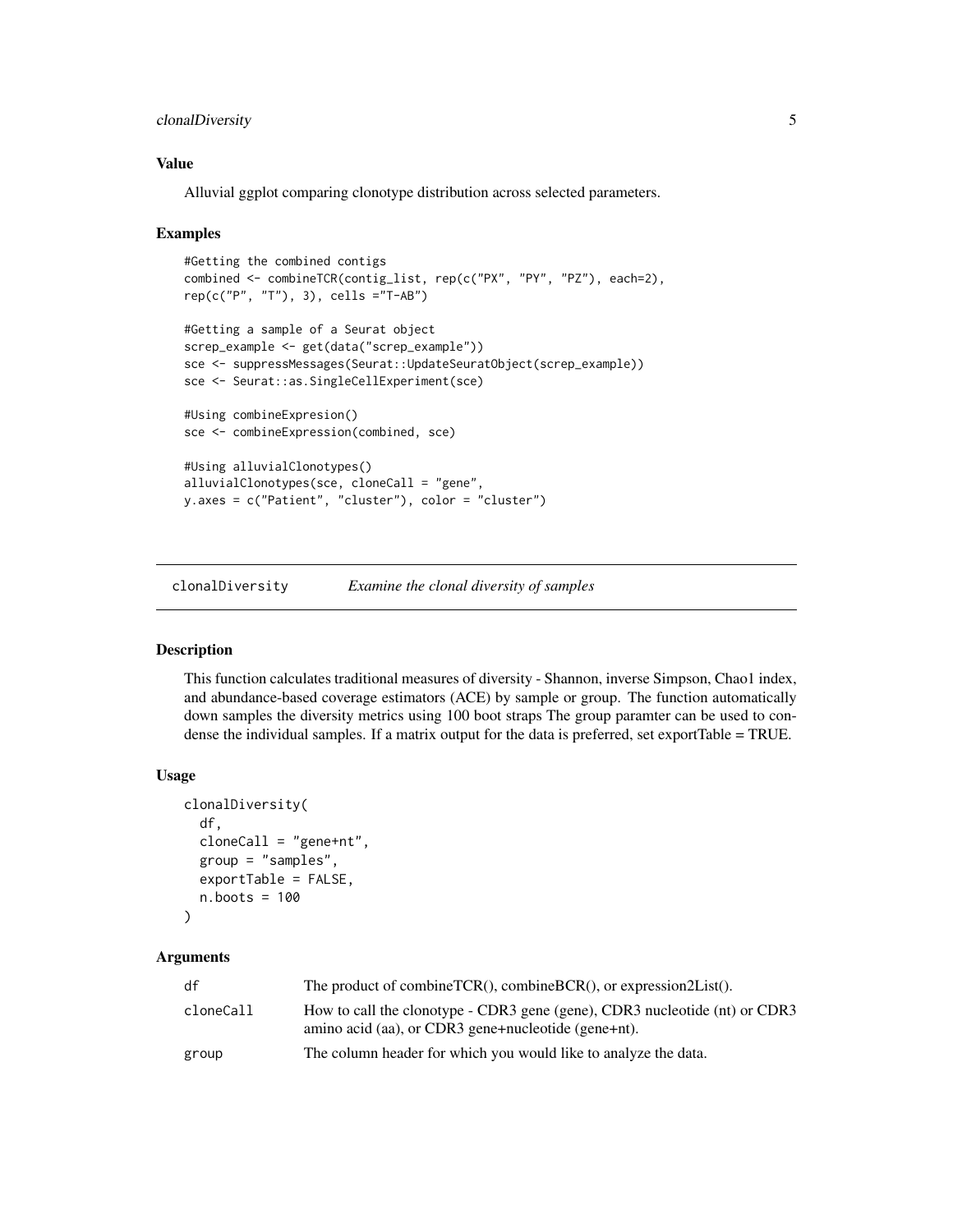### Value

Alluvial ggplot comparing clonotype distribution across selected parameters.

### Examples

```
#Getting the combined contigs
combined <- combineTCR(contig_list, rep(c("PX", "PY", "PZ"), each=2),
rep(c("P", "T"), 3), cells ="T-AB")

#Getting a sample of a Seurat object
screp_example <- get(data("screp_example"))
sce <- suppressMessages(Seurat::UpdateSeuratObject(screp_example))
sce <- Seurat::as.SingleCellExperiment(sce)

#Using combineExpresion()
sce <- combineExpression(combined, sce)

#Using alluvialClonotypes()
alluvialClonotypes(sce, cloneCall = "gene",
y.axes = c("Patient", "cluster"), color = "cluster")
```

---

## clonalDiversity *Examine the clonal diversity of samples*

### Description

This function calculates traditional measures of diversity - Shannon, inverse Simpson, Chao1 index, and abundance-based coverage estimators (ACE) by sample or group. The function automatically down samples the diversity metrics using 100 boot straps The group paramter can be used to condense the individual samples. If a matrix output for the data is preferred, set exportTable = TRUE.

### Usage

```
clonalDiversity(
  df,
  cloneCall = "gene+nt",
  group = "samples",
  exportTable = FALSE,
  n.boots = 100
)
```

### Arguments

| | |
|---|---|
| df | The product of combineTCR(), combineBCR(), or expression2List(). |
| cloneCall | How to call the clonotype - CDR3 gene (gene), CDR3 nucleotide (nt) or CDR3 amino acid (aa), or CDR3 gene+nucleotide (gene+nt). |
| group | The column header for which you would like to analyze the data. |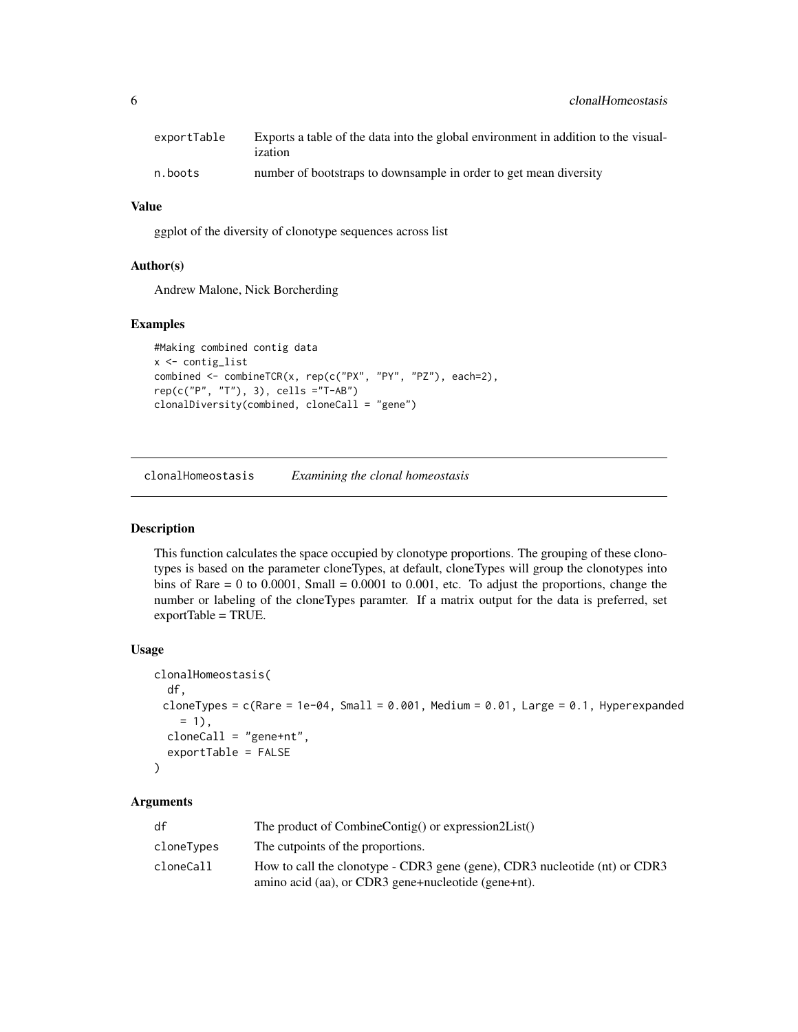| | |
|---|---|
| exportTable | Exports a table of the data into the global environment in addition to the visualization |
| n.boots | number of bootstraps to downsample in order to get mean diversity |

### Value

ggplot of the diversity of clonotype sequences across list

### Author(s)

Andrew Malone, Nick Borcherding

### Examples

```
#Making combined contig data
x <- contig_list
combined <- combineTCR(x, rep(c("PX", "PY", "PZ"), each=2),
rep(c("P", "T"), 3), cells ="T-AB")
clonalDiversity(combined, cloneCall = "gene")
```

---

## clonalHomeostasis *Examining the clonal homeostasis*

### Description

This function calculates the space occupied by clonotype proportions. The grouping of these clonotypes is based on the parameter cloneTypes, at default, cloneTypes will group the clonotypes into bins of Rare = 0 to 0.0001, Small = 0.0001 to 0.001, etc. To adjust the proportions, change the number or labeling of the cloneTypes paramter. If a matrix output for the data is preferred, set exportTable = TRUE.

### Usage

```
clonalHomeostasis(
  df,
  cloneTypes = c(Rare = 1e-04, Small = 0.001, Medium = 0.01, Large = 0.1, Hyperexpanded
    = 1),
  cloneCall = "gene+nt",
  exportTable = FALSE
)
```

### Arguments

| | |
|---|---|
| df | The product of CombineContig() or expression2List() |
| cloneTypes | The cutpoints of the proportions. |
| cloneCall | How to call the clonotype - CDR3 gene (gene), CDR3 nucleotide (nt) or CDR3 amino acid (aa), or CDR3 gene+nucleotide (gene+nt). |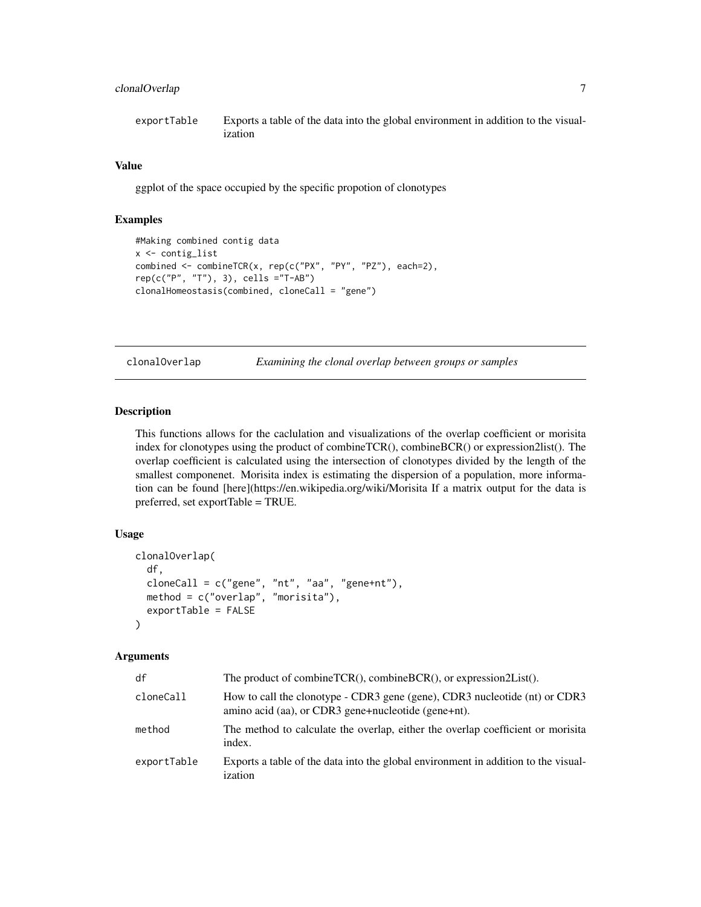| | |
|---|---|
| exportTable | Exports a table of the data into the global environment in addition to the visualization |

### Value

ggplot of the space occupied by the specific propotion of clonotypes

### Examples

```
#Making combined contig data
x <- contig_list
combined <- combineTCR(x, rep(c("PX", "PY", "PZ"), each=2),
rep(c("P", "T"), 3), cells ="T-AB")
clonalHomeostasis(combined, cloneCall = "gene")
```

## clonalOverlap *Examining the clonal overlap between groups or samples*

### Description

This functions allows for the caclulation and visualizations of the overlap coefficient or morisita index for clonotypes using the product of combineTCR(), combineBCR() or expression2list(). The overlap coefficient is calculated using the intersection of clonotypes divided by the length of the smallest componenet. Morisita index is estimating the dispersion of a population, more information can be found [here](https://en.wikipedia.org/wiki/Morisita If a matrix output for the data is preferred, set exportTable = TRUE.

### Usage

```
clonalOverlap(
  df,
  cloneCall = c("gene", "nt", "aa", "gene+nt"),
  method = c("overlap", "morisita"),
  exportTable = FALSE
)
```

### Arguments

| | |
|---|---|
| df | The product of combineTCR(), combineBCR(), or expression2List(). |
| cloneCall | How to call the clonotype - CDR3 gene (gene), CDR3 nucleotide (nt) or CDR3 amino acid (aa), or CDR3 gene+nucleotide (gene+nt). |
| method | The method to calculate the overlap, either the overlap coefficient or morisita index. |
| exportTable | Exports a table of the data into the global environment in addition to the visualization |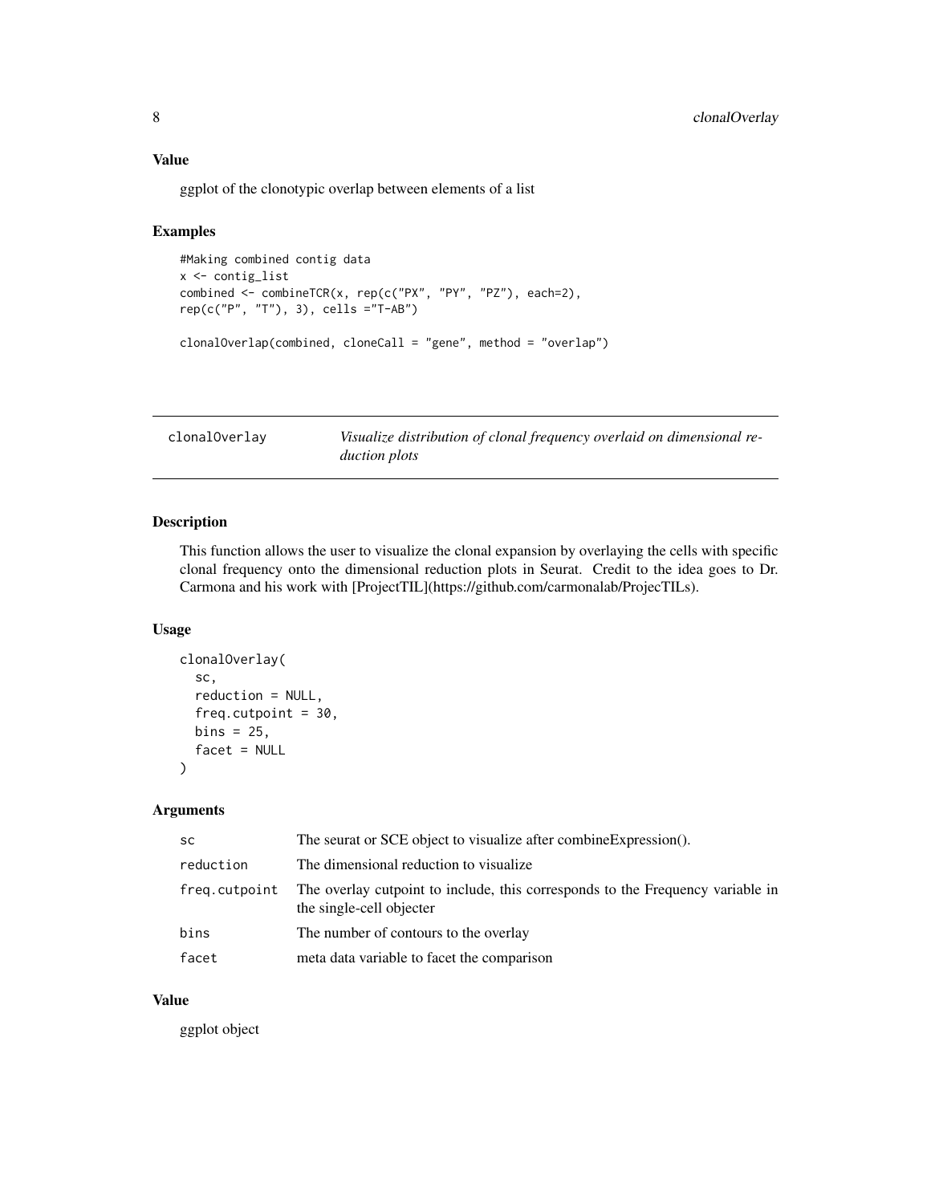## Value

ggplot of the clonotypic overlap between elements of a list

## Examples

```
#Making combined contig data
x <- contig_list
combined <- combineTCR(x, rep(c("PX", "PY", "PZ"), each=2),
rep(c("P", "T"), 3), cells ="T-AB")

clonalOverlap(combined, cloneCall = "gene", method = "overlap")
```

---

# clonalOverlay — *Visualize distribution of clonal frequency overlaid on dimensional reduction plots*

---

## Description

This function allows the user to visualize the clonal expansion by overlaying the cells with specific clonal frequency onto the dimensional reduction plots in Seurat. Credit to the idea goes to Dr. Carmona and his work with [ProjectTIL](https://github.com/carmonalab/ProjecTILs).

## Usage

```
clonalOverlay(
  sc,
  reduction = NULL,
  freq.cutpoint = 30,
  bins = 25,
  facet = NULL
)
```

## Arguments

| | |
|---|---|
| `sc` | The seurat or SCE object to visualize after combineExpression(). |
| `reduction` | The dimensional reduction to visualize |
| `freq.cutpoint` | The overlay cutpoint to include, this corresponds to the Frequency variable in the single-cell objecter |
| `bins` | The number of contours to the overlay |
| `facet` | meta data variable to facet the comparison |

## Value

ggplot object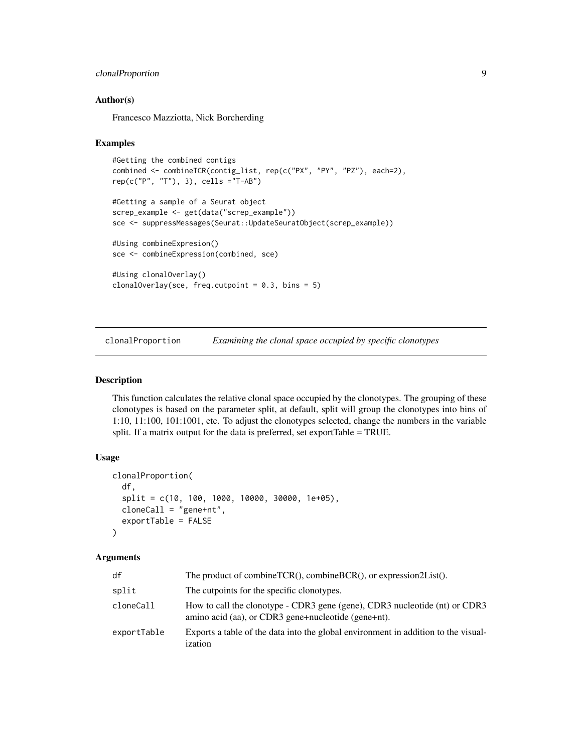### Author(s)

Francesco Mazziotta, Nick Borcherding

### Examples

```
#Getting the combined contigs
combined <- combineTCR(contig_list, rep(c("PX", "PY", "PZ"), each=2),
rep(c("P", "T"), 3), cells ="T-AB")

#Getting a sample of a Seurat object
screp_example <- get(data("screp_example"))
sce <- suppressMessages(Seurat::UpdateSeuratObject(screp_example))

#Using combineExpresion()
sce <- combineExpression(combined, sce)

#Using clonalOverlay()
clonalOverlay(sce, freq.cutpoint = 0.3, bins = 5)
```

## clonalProportion *Examining the clonal space occupied by specific clonotypes*

### Description

This function calculates the relative clonal space occupied by the clonotypes. The grouping of these clonotypes is based on the parameter split, at default, split will group the clonotypes into bins of 1:10, 11:100, 101:1001, etc. To adjust the clonotypes selected, change the numbers in the variable split. If a matrix output for the data is preferred, set exportTable = TRUE.

### Usage

```
clonalProportion(
  df,
  split = c(10, 100, 1000, 10000, 30000, 1e+05),
  cloneCall = "gene+nt",
  exportTable = FALSE
)
```

### Arguments

| | |
|---|---|
| df | The product of combineTCR(), combineBCR(), or expression2List(). |
| split | The cutpoints for the specific clonotypes. |
| cloneCall | How to call the clonotype - CDR3 gene (gene), CDR3 nucleotide (nt) or CDR3 amino acid (aa), or CDR3 gene+nucleotide (gene+nt). |
| exportTable | Exports a table of the data into the global environment in addition to the visualization |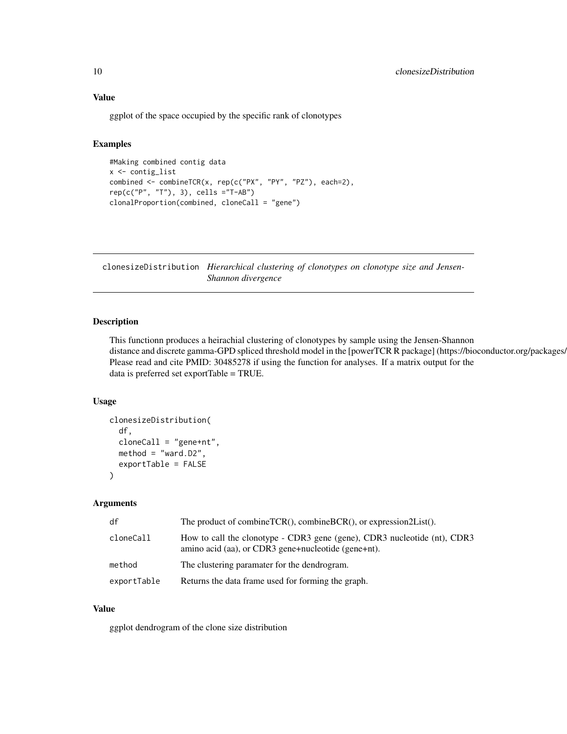### Value

ggplot of the space occupied by the specific rank of clonotypes

### Examples

```
#Making combined contig data
x <- contig_list
combined <- combineTCR(x, rep(c("PX", "PY", "PZ"), each=2),
rep(c("P", "T"), 3), cells ="T-AB")
clonalProportion(combined, cloneCall = "gene")
```

---

## clonesizeDistribution *Hierarchical clustering of clonotypes on clonotype size and Jensen-Shannon divergence*

---

### Description

This functionn produces a heirachial clustering of clonotypes by sample using the Jensen-Shannon distance and discrete gamma-GPD spliced threshold model in the [powerTCR R package] (https://bioconductor.org/packages/ Please read and cite PMID: 30485278 if using the function for analyses. If a matrix output for the data is preferred set exportTable = TRUE.

### Usage

```
clonesizeDistribution(
  df,
  cloneCall = "gene+nt",
  method = "ward.D2",
  exportTable = FALSE
)
```

### Arguments

| | |
|---|---|
| df | The product of combineTCR(), combineBCR(), or expression2List(). |
| cloneCall | How to call the clonotype - CDR3 gene (gene), CDR3 nucleotide (nt), CDR3 amino acid (aa), or CDR3 gene+nucleotide (gene+nt). |
| method | The clustering paramater for the dendrogram. |
| exportTable | Returns the data frame used for forming the graph. |

### Value

ggplot dendrogram of the clone size distribution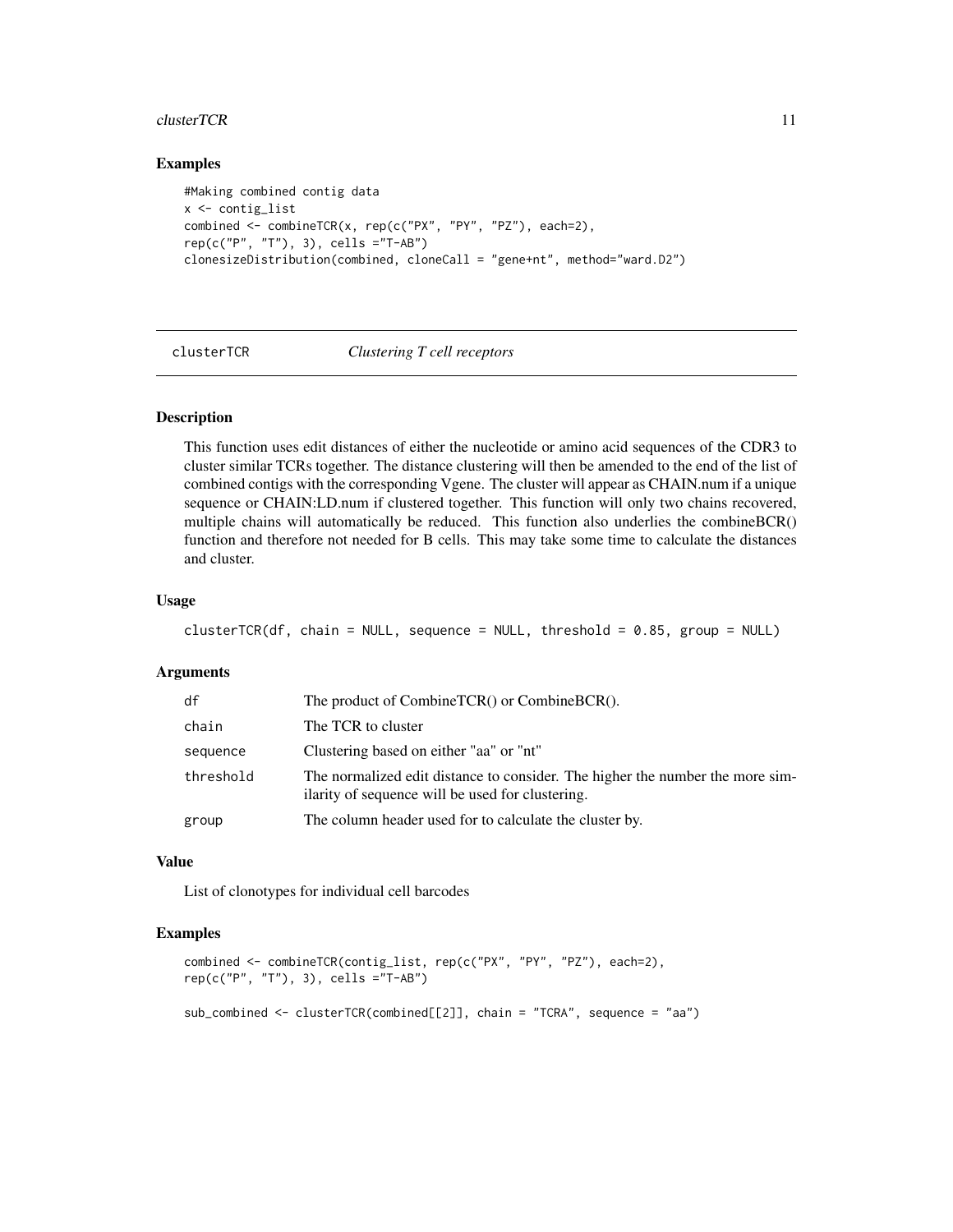## Examples

```
#Making combined contig data
x <- contig_list
combined <- combineTCR(x, rep(c("PX", "PY", "PZ"), each=2),
rep(c("P", "T"), 3), cells ="T-AB")
clonesizeDistribution(combined, cloneCall = "gene+nt", method="ward.D2")
```

---

# clusterTCR *Clustering T cell receptors*

---

## Description

This function uses edit distances of either the nucleotide or amino acid sequences of the CDR3 to cluster similar TCRs together. The distance clustering will then be amended to the end of the list of combined contigs with the corresponding Vgene. The cluster will appear as CHAIN.num if a unique sequence or CHAIN:LD.num if clustered together. This function will only two chains recovered, multiple chains will automatically be reduced. This function also underlies the combineBCR() function and therefore not needed for B cells. This may take some time to calculate the distances and cluster.

## Usage

```
clusterTCR(df, chain = NULL, sequence = NULL, threshold = 0.85, group = NULL)
```

## Arguments

| | |
|---|---|
| df | The product of CombineTCR() or CombineBCR(). |
| chain | The TCR to cluster |
| sequence | Clustering based on either "aa" or "nt" |
| threshold | The normalized edit distance to consider. The higher the number the more similarity of sequence will be used for clustering. |
| group | The column header used for to calculate the cluster by. |

## Value

List of clonotypes for individual cell barcodes

## Examples

```
combined <- combineTCR(contig_list, rep(c("PX", "PY", "PZ"), each=2),
rep(c("P", "T"), 3), cells ="T-AB")

sub_combined <- clusterTCR(combined[[2]], chain = "TCRA", sequence = "aa")
```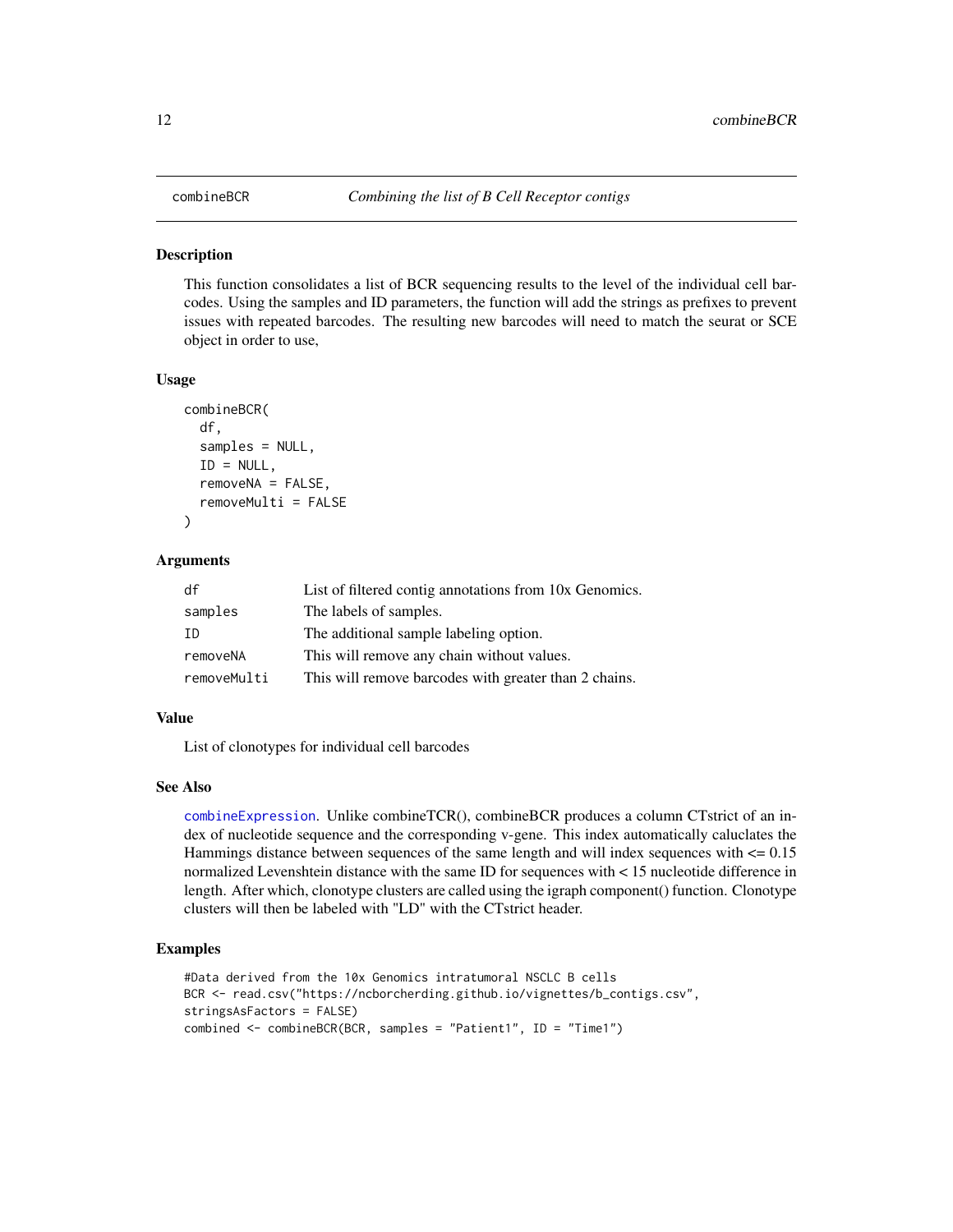## combineBCR — *Combining the list of B Cell Receptor contigs*

### Description

This function consolidates a list of BCR sequencing results to the level of the individual cell barcodes. Using the samples and ID parameters, the function will add the strings as prefixes to prevent issues with repeated barcodes. The resulting new barcodes will need to match the seurat or SCE object in order to use,

### Usage

```
combineBCR(
  df,
  samples = NULL,
  ID = NULL,
  removeNA = FALSE,
  removeMulti = FALSE
)
```

### Arguments

| | |
|---|---|
| df | List of filtered contig annotations from 10x Genomics. |
| samples | The labels of samples. |
| ID | The additional sample labeling option. |
| removeNA | This will remove any chain without values. |
| removeMulti | This will remove barcodes with greater than 2 chains. |

### Value

List of clonotypes for individual cell barcodes

### See Also

combineExpression. Unlike combineTCR(), combineBCR produces a column CTstrict of an index of nucleotide sequence and the corresponding v-gene. This index automatically caluclates the Hammings distance between sequences of the same length and will index sequences with <= 0.15 normalized Levenshtein distance with the same ID for sequences with < 15 nucleotide difference in length. After which, clonotype clusters are called using the igraph component() function. Clonotype clusters will then be labeled with "LD" with the CTstrict header.

### Examples

```
#Data derived from the 10x Genomics intratumoral NSCLC B cells
BCR <- read.csv("https://ncborcherding.github.io/vignettes/b_contigs.csv",
stringsAsFactors = FALSE)
combined <- combineBCR(BCR, samples = "Patient1", ID = "Time1")
```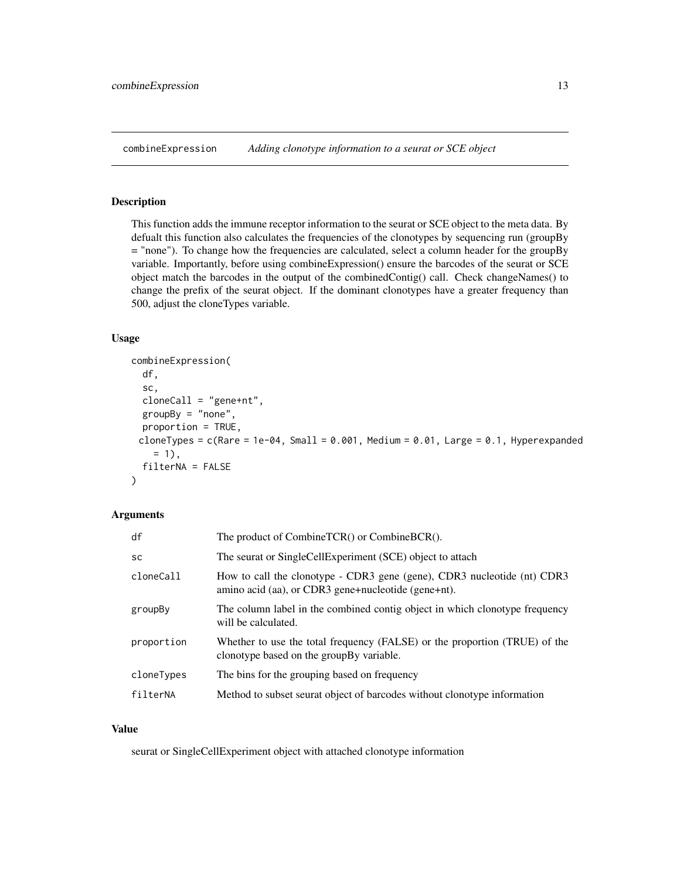`combineExpression` *Adding clonotype information to a seurat or SCE object*

## Description

This function adds the immune receptor information to the seurat or SCE object to the meta data. By defualt this function also calculates the frequencies of the clonotypes by sequencing run (groupBy = "none"). To change how the frequencies are calculated, select a column header for the groupBy variable. Importantly, before using combineExpression() ensure the barcodes of the seurat or SCE object match the barcodes in the output of the combinedContig() call. Check changeNames() to change the prefix of the seurat object. If the dominant clonotypes have a greater frequency than 500, adjust the cloneTypes variable.

## Usage

```
combineExpression(
  df,
  sc,
  cloneCall = "gene+nt",
  groupBy = "none",
  proportion = TRUE,
 cloneTypes = c(Rare = 1e-04, Small = 0.001, Medium = 0.01, Large = 0.1, Hyperexpanded
    = 1),
  filterNA = FALSE
)
```

## Arguments

| | |
|---|---|
| `df` | The product of CombineTCR() or CombineBCR(). |
| `sc` | The seurat or SingleCellExperiment (SCE) object to attach |
| `cloneCall` | How to call the clonotype - CDR3 gene (gene), CDR3 nucleotide (nt) CDR3 amino acid (aa), or CDR3 gene+nucleotide (gene+nt). |
| `groupBy` | The column label in the combined contig object in which clonotype frequency will be calculated. |
| `proportion` | Whether to use the total frequency (FALSE) or the proportion (TRUE) of the clonotype based on the groupBy variable. |
| `cloneTypes` | The bins for the grouping based on frequency |
| `filterNA` | Method to subset seurat object of barcodes without clonotype information |

## Value

seurat or SingleCellExperiment object with attached clonotype information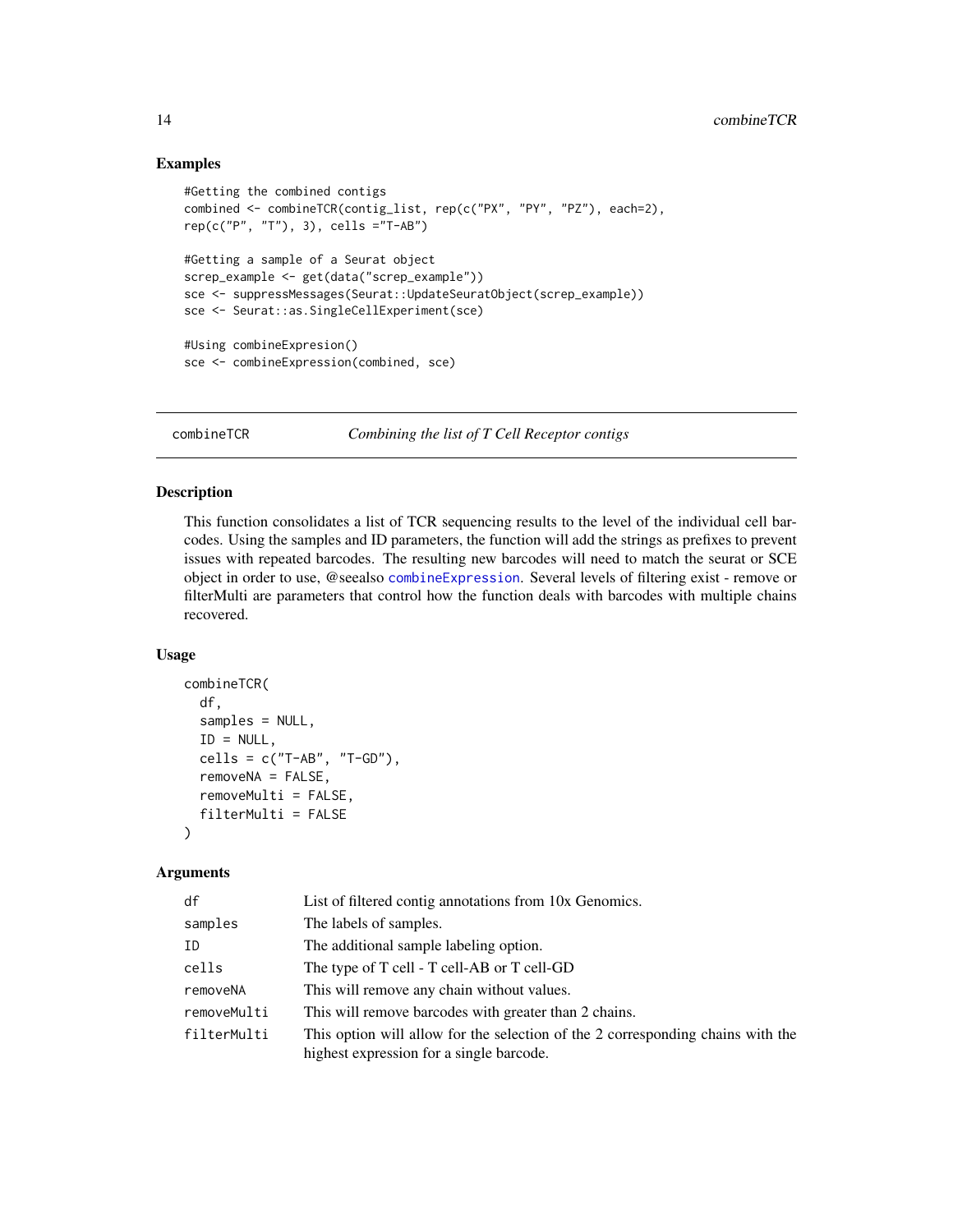## Examples

```
#Getting the combined contigs
combined <- combineTCR(contig_list, rep(c("PX", "PY", "PZ"), each=2),
rep(c("P", "T"), 3), cells ="T-AB")

#Getting a sample of a Seurat object
screp_example <- get(data("screp_example"))
sce <- suppressMessages(Seurat::UpdateSeuratObject(screp_example))
sce <- Seurat::as.SingleCellExperiment(sce)

#Using combineExpresion()
sce <- combineExpression(combined, sce)
```

---

# combineTCR — *Combining the list of T Cell Receptor contigs*

---

## Description

This function consolidates a list of TCR sequencing results to the level of the individual cell barcodes. Using the samples and ID parameters, the function will add the strings as prefixes to prevent issues with repeated barcodes. The resulting new barcodes will need to match the seurat or SCE object in order to use, @seealso combineExpression. Several levels of filtering exist - remove or filterMulti are parameters that control how the function deals with barcodes with multiple chains recovered.

## Usage

```
combineTCR(
  df,
  samples = NULL,
  ID = NULL,
  cells = c("T-AB", "T-GD"),
  removeNA = FALSE,
  removeMulti = FALSE,
  filterMulti = FALSE
)
```

## Arguments

| | |
|---|---|
| df | List of filtered contig annotations from 10x Genomics. |
| samples | The labels of samples. |
| ID | The additional sample labeling option. |
| cells | The type of T cell - T cell-AB or T cell-GD |
| removeNA | This will remove any chain without values. |
| removeMulti | This will remove barcodes with greater than 2 chains. |
| filterMulti | This option will allow for the selection of the 2 corresponding chains with the highest expression for a single barcode. |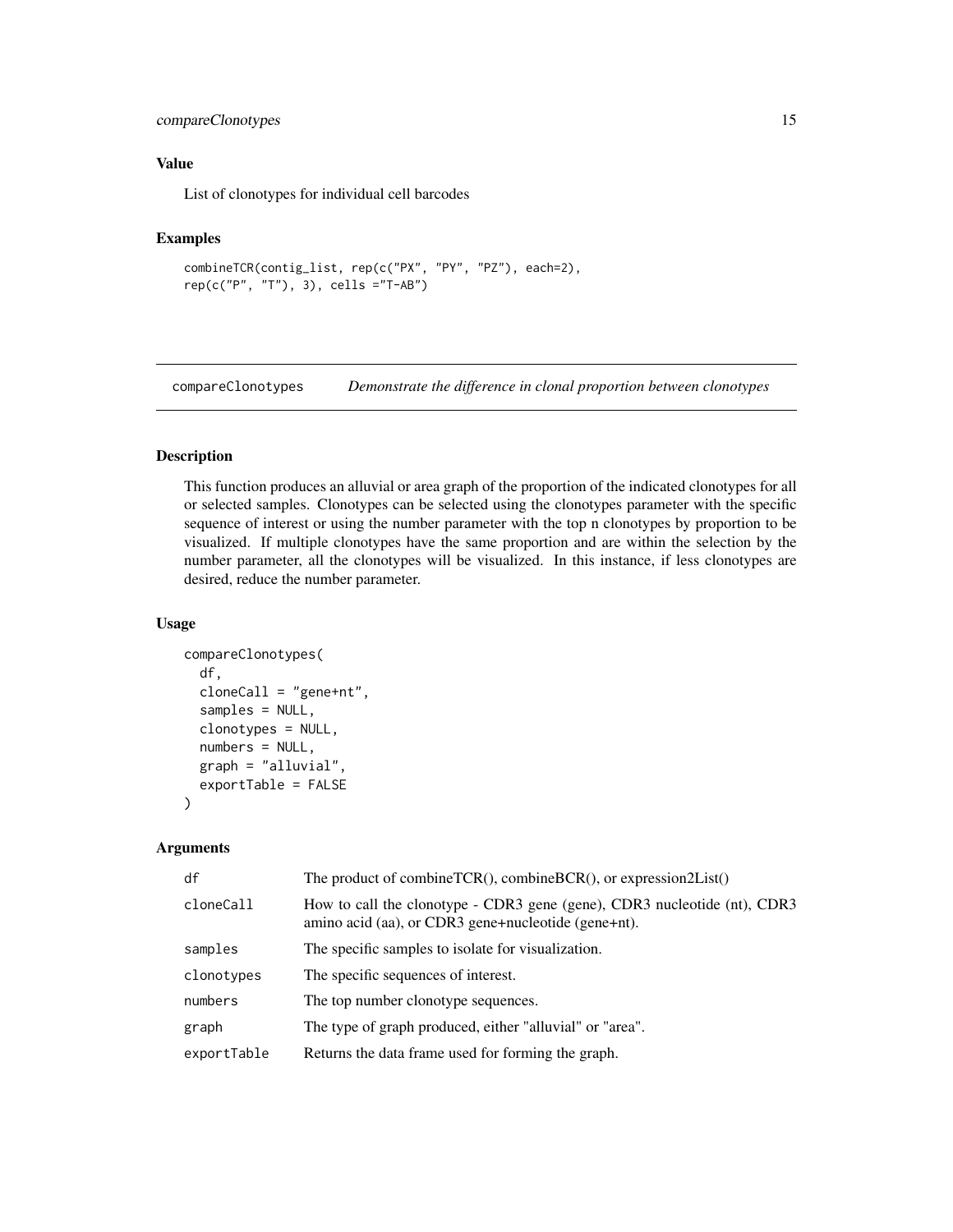### Value

List of clonotypes for individual cell barcodes

### Examples

```
combineTCR(contig_list, rep(c("PX", "PY", "PZ"), each=2),
rep(c("P", "T"), 3), cells ="T-AB")
```

---

## compareClonotypes *Demonstrate the difference in clonal proportion between clonotypes*

---

### Description

This function produces an alluvial or area graph of the proportion of the indicated clonotypes for all or selected samples. Clonotypes can be selected using the clonotypes parameter with the specific sequence of interest or using the number parameter with the top n clonotypes by proportion to be visualized. If multiple clonotypes have the same proportion and are within the selection by the number parameter, all the clonotypes will be visualized. In this instance, if less clonotypes are desired, reduce the number parameter.

### Usage

```
compareClonotypes(
  df,
  cloneCall = "gene+nt",
  samples = NULL,
  clonotypes = NULL,
  numbers = NULL,
  graph = "alluvial",
  exportTable = FALSE
)
```

### Arguments

| | |
|---|---|
| `df` | The product of combineTCR(), combineBCR(), or expression2List() |
| `cloneCall` | How to call the clonotype - CDR3 gene (gene), CDR3 nucleotide (nt), CDR3 amino acid (aa), or CDR3 gene+nucleotide (gene+nt). |
| `samples` | The specific samples to isolate for visualization. |
| `clonotypes` | The specific sequences of interest. |
| `numbers` | The top number clonotype sequences. |
| `graph` | The type of graph produced, either "alluvial" or "area". |
| `exportTable` | Returns the data frame used for forming the graph. |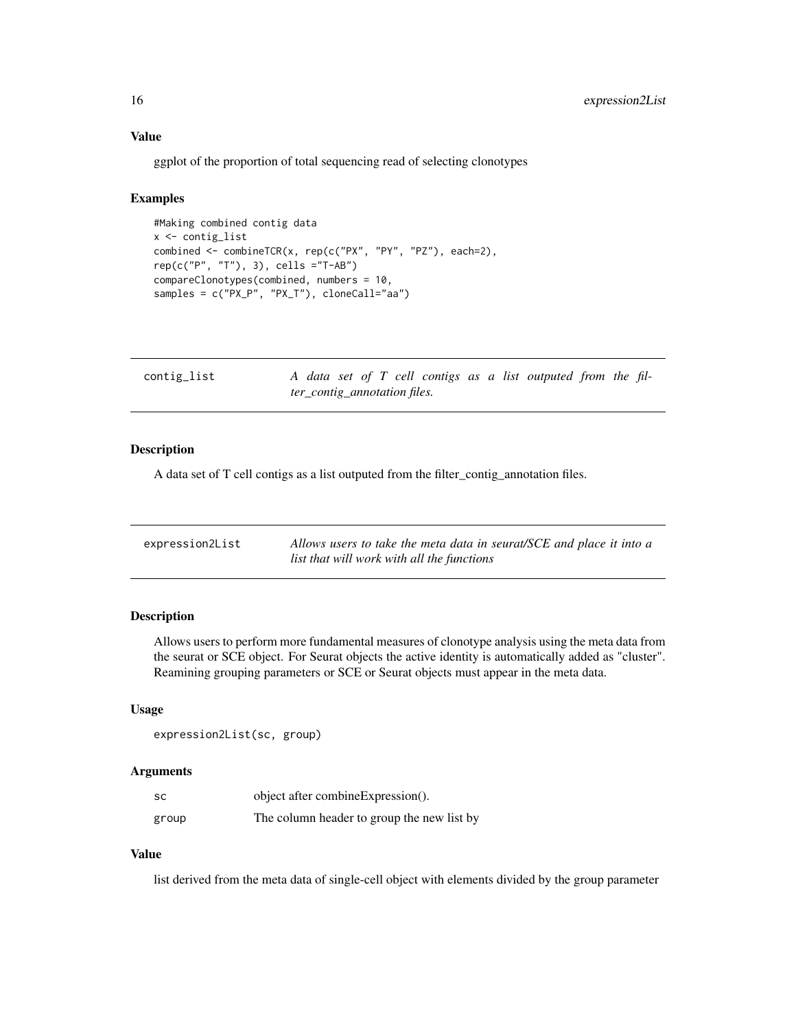### Value

ggplot of the proportion of total sequencing read of selecting clonotypes

### Examples

```
#Making combined contig data
x <- contig_list
combined <- combineTCR(x, rep(c("PX", "PY", "PZ"), each=2),
rep(c("P", "T"), 3), cells ="T-AB")
compareClonotypes(combined, numbers = 10,
samples = c("PX_P", "PX_T"), cloneCall="aa")
```

---

## contig_list — *A data set of T cell contigs as a list outputed from the filter_contig_annotation files.*

### Description

A data set of T cell contigs as a list outputed from the filter_contig_annotation files.

---

## expression2List — *Allows users to take the meta data in seurat/SCE and place it into a list that will work with all the functions*

### Description

Allows users to perform more fundamental measures of clonotype analysis using the meta data from the seurat or SCE object. For Seurat objects the active identity is automatically added as "cluster". Reamining grouping parameters or SCE or Seurat objects must appear in the meta data.

### Usage

```
expression2List(sc, group)
```

### Arguments

| | |
|---|---|
| sc | object after combineExpression(). |
| group | The column header to group the new list by |

### Value

list derived from the meta data of single-cell object with elements divided by the group parameter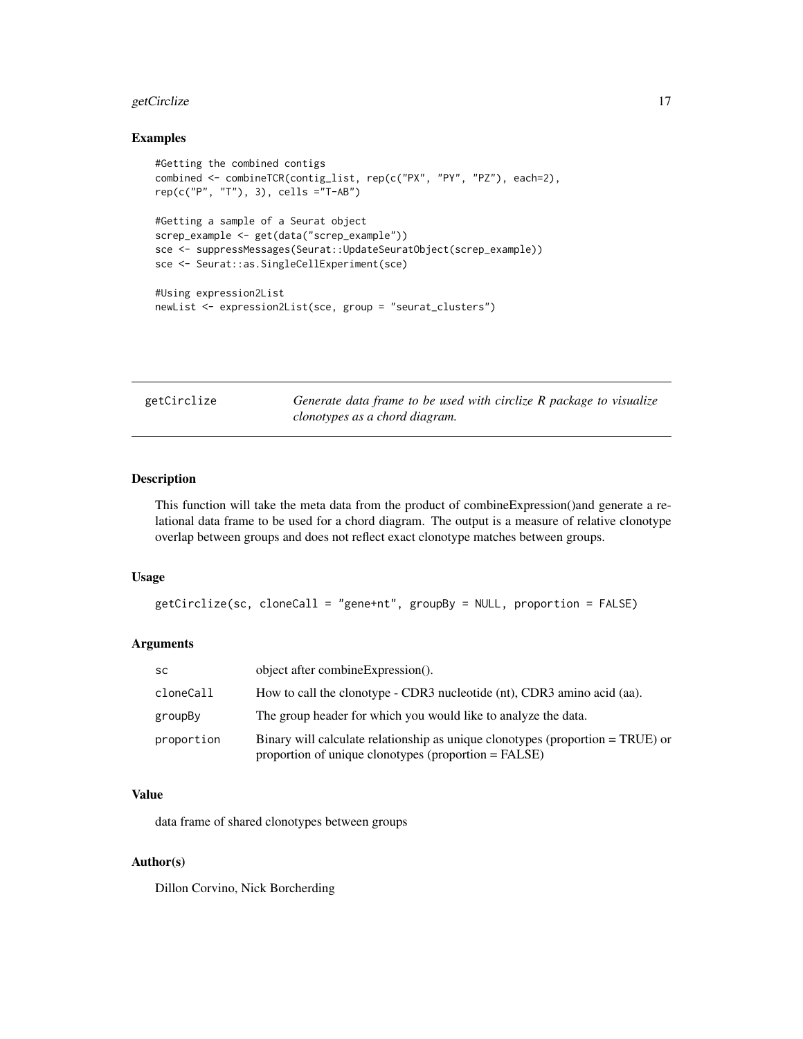## Examples

```
#Getting the combined contigs
combined <- combineTCR(contig_list, rep(c("PX", "PY", "PZ"), each=2),
rep(c("P", "T"), 3), cells ="T-AB")

#Getting a sample of a Seurat object
screp_example <- get(data("screp_example"))
sce <- suppressMessages(Seurat::UpdateSeuratObject(screp_example))
sce <- Seurat::as.SingleCellExperiment(sce)

#Using expression2List
newList <- expression2List(sce, group = "seurat_clusters")
```

---

# getCirclize

*Generate data frame to be used with circlize R package to visualize clonotypes as a chord diagram.*

---

## Description

This function will take the meta data from the product of combineExpression()and generate a relational data frame to be used for a chord diagram. The output is a measure of relative clonotype overlap between groups and does not reflect exact clonotype matches between groups.

## Usage

```
getCirclize(sc, cloneCall = "gene+nt", groupBy = NULL, proportion = FALSE)
```

## Arguments

| | |
|---|---|
| sc | object after combineExpression(). |
| cloneCall | How to call the clonotype - CDR3 nucleotide (nt), CDR3 amino acid (aa). |
| groupBy | The group header for which you would like to analyze the data. |
| proportion | Binary will calculate relationship as unique clonotypes (proportion = TRUE) or proportion of unique clonotypes (proportion = FALSE) |

## Value

data frame of shared clonotypes between groups

## Author(s)

Dillon Corvino, Nick Borcherding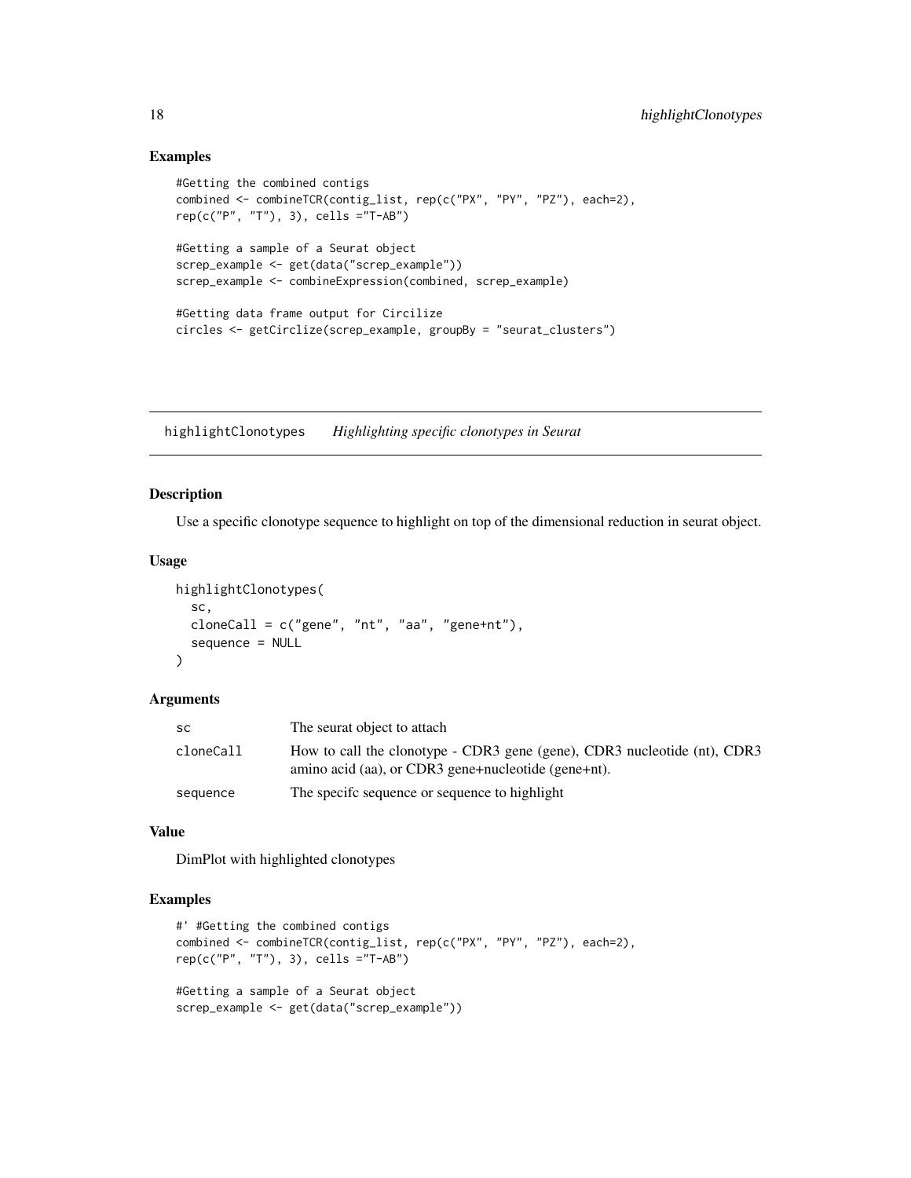## Examples

```
#Getting the combined contigs
combined <- combineTCR(contig_list, rep(c("PX", "PY", "PZ"), each=2),
rep(c("P", "T"), 3), cells ="T-AB")

#Getting a sample of a Seurat object
screp_example <- get(data("screp_example"))
screp_example <- combineExpression(combined, screp_example)

#Getting data frame output for Circilize
circles <- getCirclize(screp_example, groupBy = "seurat_clusters")
```

---

# highlightClonotypes *Highlighting specific clonotypes in Seurat*

---

## Description

Use a specific clonotype sequence to highlight on top of the dimensional reduction in seurat object.

## Usage

```
highlightClonotypes(
  sc,
  cloneCall = c("gene", "nt", "aa", "gene+nt"),
  sequence = NULL
)
```

## Arguments

| | |
|---|---|
| sc | The seurat object to attach |
| cloneCall | How to call the clonotype - CDR3 gene (gene), CDR3 nucleotide (nt), CDR3 amino acid (aa), or CDR3 gene+nucleotide (gene+nt). |
| sequence | The specifc sequence or sequence to highlight |

## Value

DimPlot with highlighted clonotypes

## Examples

```
#' #Getting the combined contigs
combined <- combineTCR(contig_list, rep(c("PX", "PY", "PZ"), each=2),
rep(c("P", "T"), 3), cells ="T-AB")

#Getting a sample of a Seurat object
screp_example <- get(data("screp_example"))
```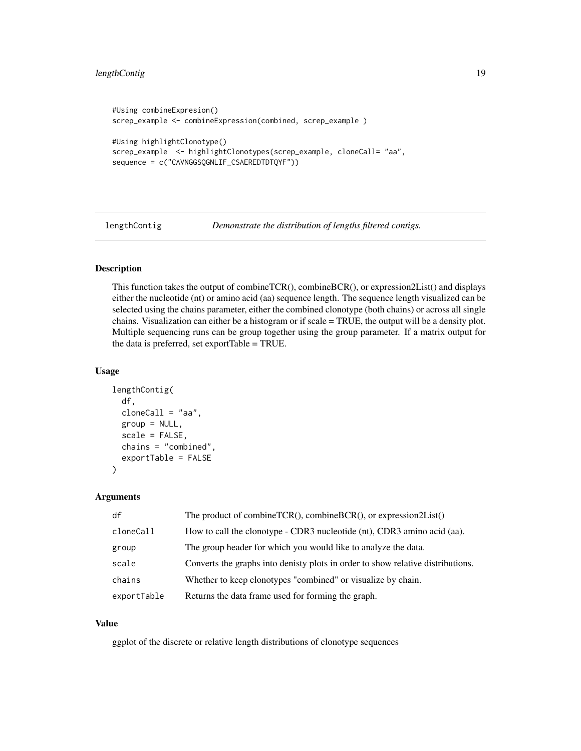```
#Using combineExpresion()
screp_example <- combineExpression(combined, screp_example )

#Using highlightClonotype()
screp_example  <- highlightClonotypes(screp_example, cloneCall= "aa",
sequence = c("CAVNGGSQGNLIF_CSAEREDTDTQYF"))
```

## lengthContig    *Demonstrate the distribution of lengths filtered contigs.*

### Description

This function takes the output of combineTCR(), combineBCR(), or expression2List() and displays either the nucleotide (nt) or amino acid (aa) sequence length. The sequence length visualized can be selected using the chains parameter, either the combined clonotype (both chains) or across all single chains. Visualization can either be a histogram or if scale = TRUE, the output will be a density plot. Multiple sequencing runs can be group together using the group parameter. If a matrix output for the data is preferred, set exportTable = TRUE.

### Usage

```
lengthContig(
  df,
  cloneCall = "aa",
  group = NULL,
  scale = FALSE,
  chains = "combined",
  exportTable = FALSE
)
```

### Arguments

| | |
|---|---|
| df | The product of combineTCR(), combineBCR(), or expression2List() |
| cloneCall | How to call the clonotype - CDR3 nucleotide (nt), CDR3 amino acid (aa). |
| group | The group header for which you would like to analyze the data. |
| scale | Converts the graphs into denisty plots in order to show relative distributions. |
| chains | Whether to keep clonotypes "combined" or visualize by chain. |
| exportTable | Returns the data frame used for forming the graph. |

### Value

ggplot of the discrete or relative length distributions of clonotype sequences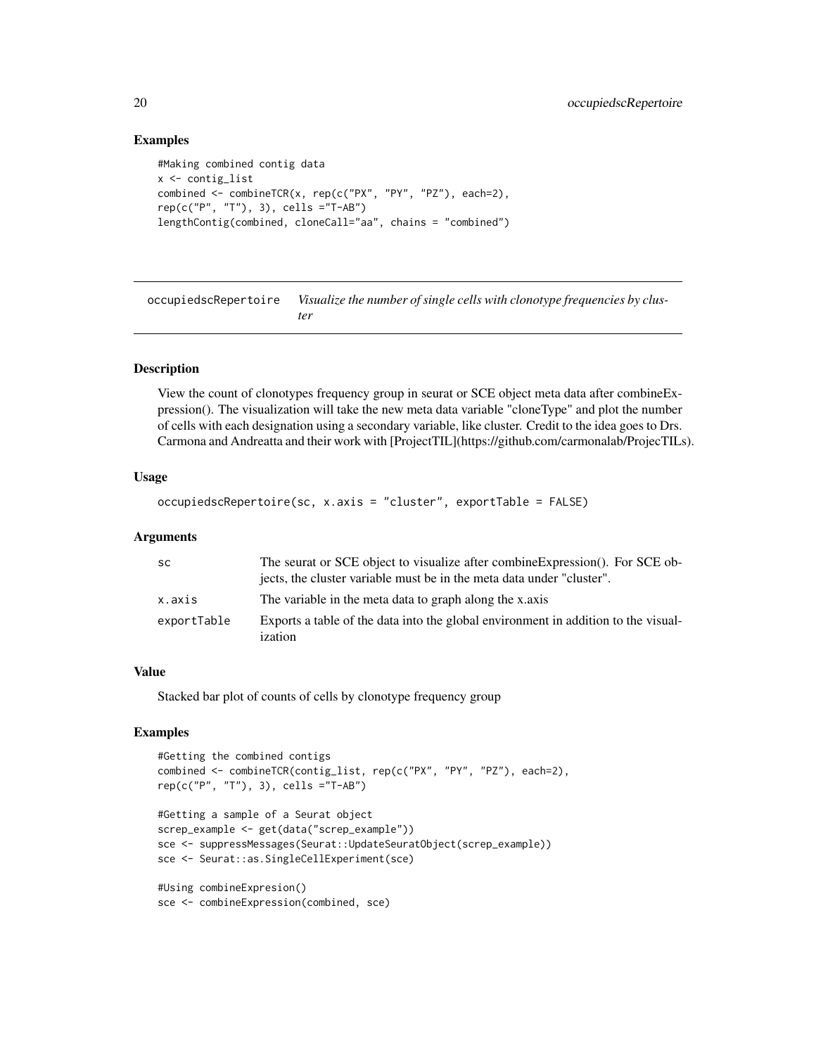## Examples

```
#Making combined contig data
x <- contig_list
combined <- combineTCR(x, rep(c("PX", "PY", "PZ"), each=2),
rep(c("P", "T"), 3), cells ="T-AB")
lengthContig(combined, cloneCall="aa", chains = "combined")
```

---

# occupiedscRepertoire *Visualize the number of single cells with clonotype frequencies by cluster*

---

## Description

View the count of clonotypes frequency group in seurat or SCE object meta data after combineExpression(). The visualization will take the new meta data variable "cloneType" and plot the number of cells with each designation using a secondary variable, like cluster. Credit to the idea goes to Drs. Carmona and Andreatta and their work with [ProjectTIL](https://github.com/carmonalab/ProjecTILs).

## Usage

```
occupiedscRepertoire(sc, x.axis = "cluster", exportTable = FALSE)
```

## Arguments

| | |
|---|---|
| sc | The seurat or SCE object to visualize after combineExpression(). For SCE objects, the cluster variable must be in the meta data under "cluster". |
| x.axis | The variable in the meta data to graph along the x.axis |
| exportTable | Exports a table of the data into the global environment in addition to the visualization |

## Value

Stacked bar plot of counts of cells by clonotype frequency group

## Examples

```
#Getting the combined contigs
combined <- combineTCR(contig_list, rep(c("PX", "PY", "PZ"), each=2),
rep(c("P", "T"), 3), cells ="T-AB")

#Getting a sample of a Seurat object
screp_example <- get(data("screp_example"))
sce <- suppressMessages(Seurat::UpdateSeuratObject(screp_example))
sce <- Seurat::as.SingleCellExperiment(sce)

#Using combineExpresion()
sce <- combineExpression(combined, sce)
```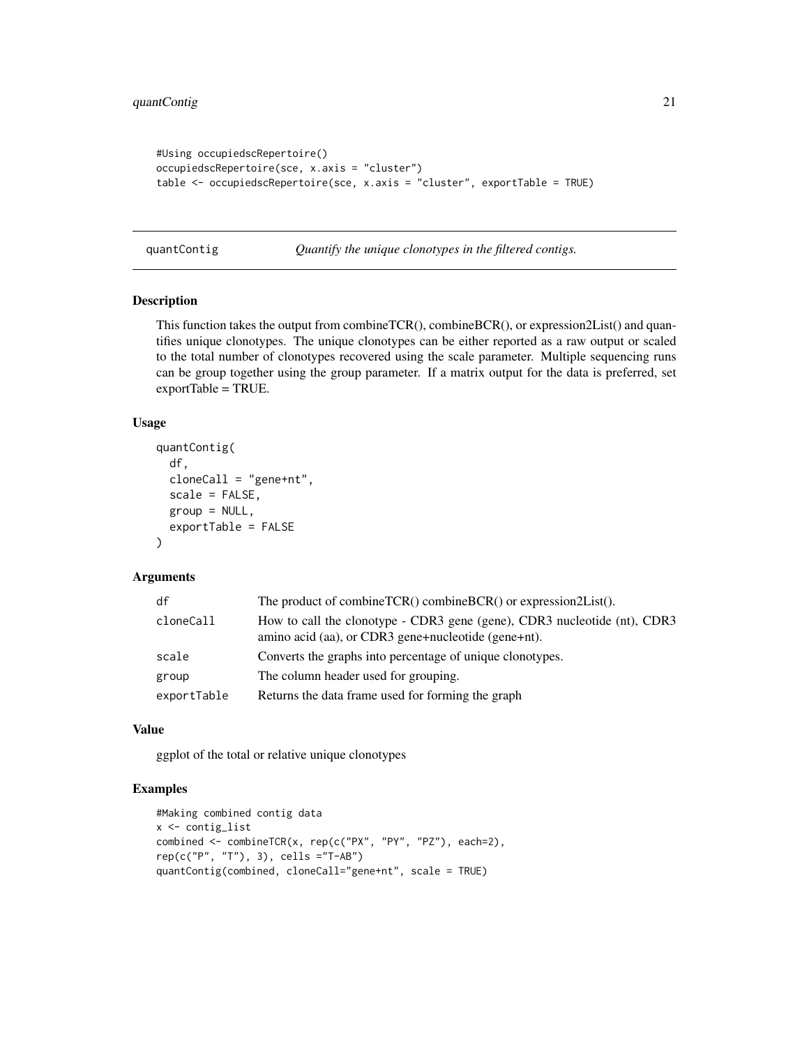```
#Using occupiedscRepertoire()
occupiedscRepertoire(sce, x.axis = "cluster")
table <- occupiedscRepertoire(sce, x.axis = "cluster", exportTable = TRUE)
```

---

## quantContig — *Quantify the unique clonotypes in the filtered contigs.*

### Description

This function takes the output from combineTCR(), combineBCR(), or expression2List() and quantifies unique clonotypes. The unique clonotypes can be either reported as a raw output or scaled to the total number of clonotypes recovered using the scale parameter. Multiple sequencing runs can be group together using the group parameter. If a matrix output for the data is preferred, set exportTable = TRUE.

### Usage

```
quantContig(
  df,
  cloneCall = "gene+nt",
  scale = FALSE,
  group = NULL,
  exportTable = FALSE
)
```

### Arguments

| | |
|---|---|
| `df` | The product of combineTCR() combineBCR() or expression2List(). |
| `cloneCall` | How to call the clonotype - CDR3 gene (gene), CDR3 nucleotide (nt), CDR3 amino acid (aa), or CDR3 gene+nucleotide (gene+nt). |
| `scale` | Converts the graphs into percentage of unique clonotypes. |
| `group` | The column header used for grouping. |
| `exportTable` | Returns the data frame used for forming the graph |

### Value

ggplot of the total or relative unique clonotypes

### Examples

```
#Making combined contig data
x <- contig_list
combined <- combineTCR(x, rep(c("PX", "PY", "PZ"), each=2),
rep(c("P", "T"), 3), cells ="T-AB")
quantContig(combined, cloneCall="gene+nt", scale = TRUE)
```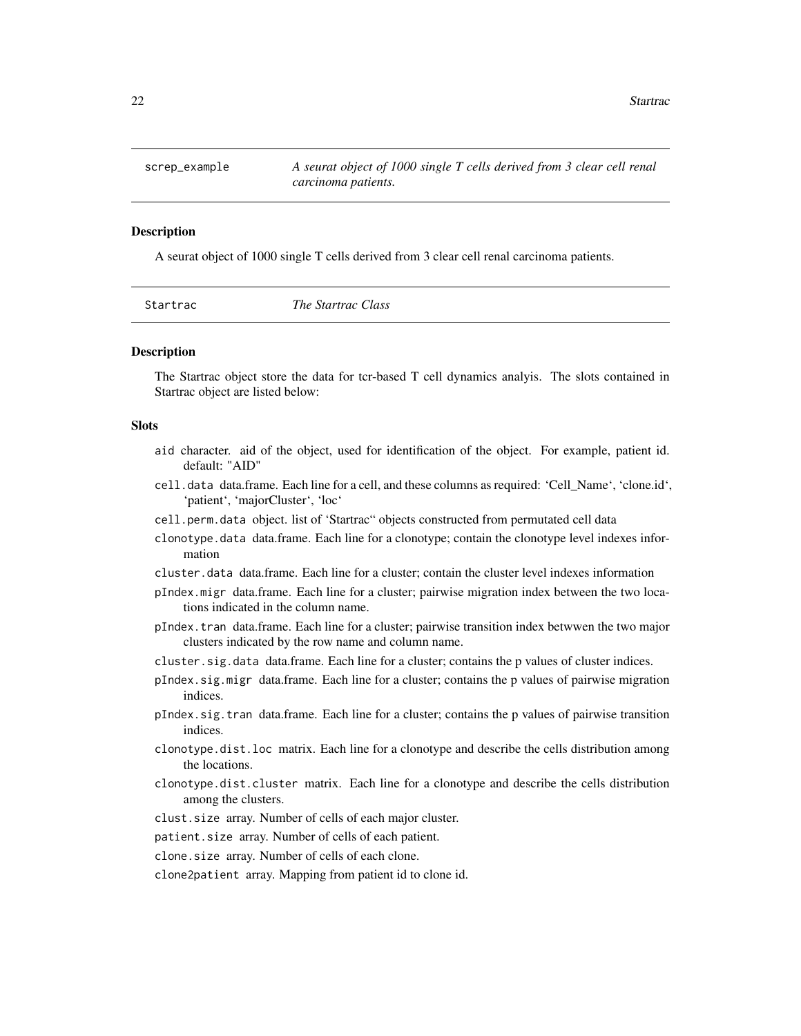## screp_example — *A seurat object of 1000 single T cells derived from 3 clear cell renal carcinoma patients.*

### Description

A seurat object of 1000 single T cells derived from 3 clear cell renal carcinoma patients.

## Startrac — *The Startrac Class*

### Description

The Startrac object store the data for tcr-based T cell dynamics analyis. The slots contained in Startrac object are listed below:

### Slots

- `aid` character. aid of the object, used for identification of the object. For example, patient id. default: "AID"
- `cell.data` data.frame. Each line for a cell, and these columns as required: ‘Cell_Name‘, ‘clone.id‘, ‘patient‘, ‘majorCluster‘, ‘loc‘
- `cell.perm.data` object. list of ‘Startrac‘‘ objects constructed from permutated cell data
- `clonotype.data` data.frame. Each line for a clonotype; contain the clonotype level indexes information
- `cluster.data` data.frame. Each line for a cluster; contain the cluster level indexes information
- `pIndex.migr` data.frame. Each line for a cluster; pairwise migration index between the two locations indicated in the column name.
- `pIndex.tran` data.frame. Each line for a cluster; pairwise transition index betwwen the two major clusters indicated by the row name and column name.
- `cluster.sig.data` data.frame. Each line for a cluster; contains the p values of cluster indices.
- `pIndex.sig.migr` data.frame. Each line for a cluster; contains the p values of pairwise migration indices.
- `pIndex.sig.tran` data.frame. Each line for a cluster; contains the p values of pairwise transition indices.
- `clonotype.dist.loc` matrix. Each line for a clonotype and describe the cells distribution among the locations.
- `clonotype.dist.cluster` matrix. Each line for a clonotype and describe the cells distribution among the clusters.
- `clust.size` array. Number of cells of each major cluster.
- `patient.size` array. Number of cells of each patient.
- `clone.size` array. Number of cells of each clone.
- `clone2patient` array. Mapping from patient id to clone id.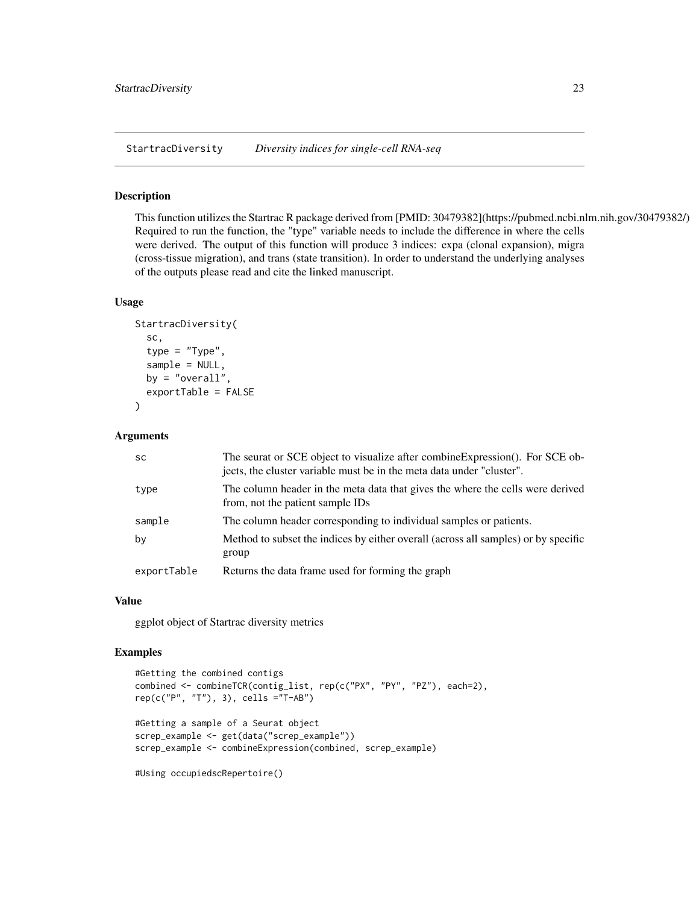## StartracDiversity *Diversity indices for single-cell RNA-seq*

### Description

This function utilizes the Startrac R package derived from [PMID: 30479382](https://pubmed.ncbi.nlm.nih.gov/30479382/) Required to run the function, the "type" variable needs to include the difference in where the cells were derived. The output of this function will produce 3 indices: expa (clonal expansion), migra (cross-tissue migration), and trans (state transition). In order to understand the underlying analyses of the outputs please read and cite the linked manuscript.

### Usage

```
StartracDiversity(
  sc,
  type = "Type",
  sample = NULL,
  by = "overall",
  exportTable = FALSE
)
```

### Arguments

| | |
|---|---|
| sc | The seurat or SCE object to visualize after combineExpression(). For SCE objects, the cluster variable must be in the meta data under "cluster". |
| type | The column header in the meta data that gives the where the cells were derived from, not the patient sample IDs |
| sample | The column header corresponding to individual samples or patients. |
| by | Method to subset the indices by either overall (across all samples) or by specific group |
| exportTable | Returns the data frame used for forming the graph |

### Value

ggplot object of Startrac diversity metrics

### Examples

```
#Getting the combined contigs
combined <- combineTCR(contig_list, rep(c("PX", "PY", "PZ"), each=2),
rep(c("P", "T"), 3), cells ="T-AB")

#Getting a sample of a Seurat object
screp_example <- get(data("screp_example"))
screp_example <- combineExpression(combined, screp_example)

#Using occupiedscRepertoire()
```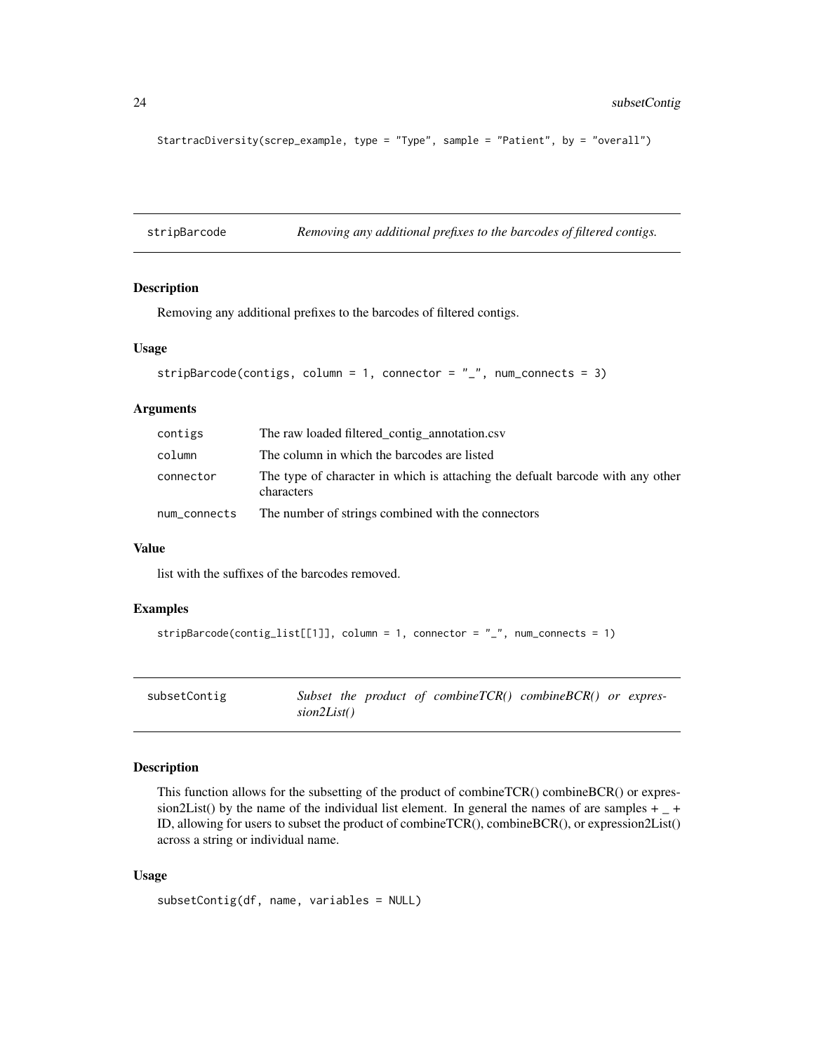```
StartracDiversity(screp_example, type = "Type", sample = "Patient", by = "overall")
```

## stripBarcode — *Removing any additional prefixes to the barcodes of filtered contigs.*

### Description

Removing any additional prefixes to the barcodes of filtered contigs.

### Usage

```
stripBarcode(contigs, column = 1, connector = "_", num_connects = 3)
```

### Arguments

| | |
|---|---|
| contigs | The raw loaded filtered_contig_annotation.csv |
| column | The column in which the barcodes are listed |
| connector | The type of character in which is attaching the defualt barcode with any other characters |
| num_connects | The number of strings combined with the connectors |

### Value

list with the suffixes of the barcodes removed.

### Examples

```
stripBarcode(contig_list[[1]], column = 1, connector = "_", num_connects = 1)
```

## subsetContig — *Subset the product of combineTCR() combineBCR() or expression2List()*

### Description

This function allows for the subsetting of the product of combineTCR() combineBCR() or expression2List() by the name of the individual list element. In general the names of are samples + _ + ID, allowing for users to subset the product of combineTCR(), combineBCR(), or expression2List() across a string or individual name.

### Usage

```
subsetContig(df, name, variables = NULL)
```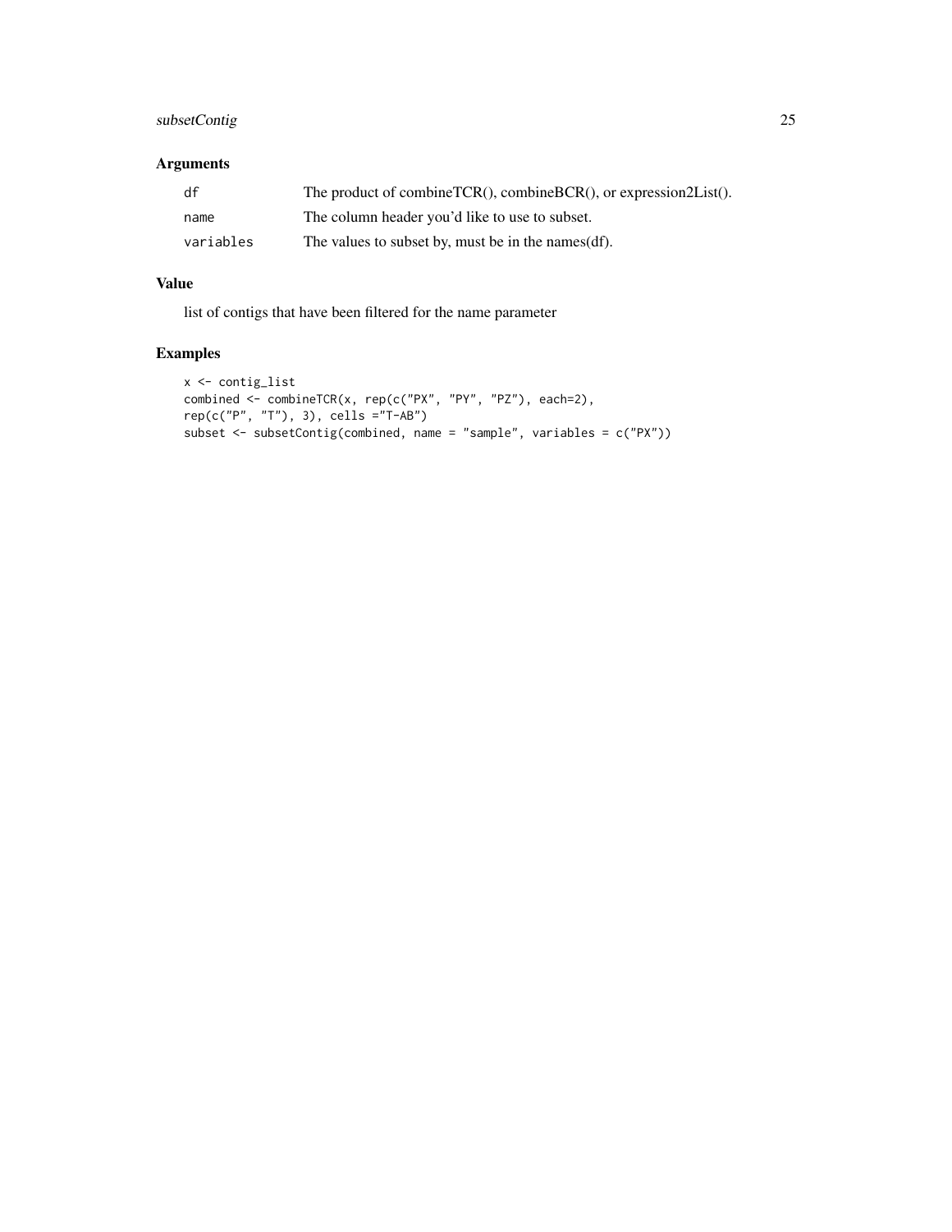## Arguments

| | |
|---|---|
| df | The product of combineTCR(), combineBCR(), or expression2List(). |
| name | The column header you'd like to use to subset. |
| variables | The values to subset by, must be in the names(df). |

## Value

list of contigs that have been filtered for the name parameter

## Examples

```
x <- contig_list
combined <- combineTCR(x, rep(c("PX", "PY", "PZ"), each=2),
rep(c("P", "T"), 3), cells ="T-AB")
subset <- subsetContig(combined, name = "sample", variables = c("PX"))
```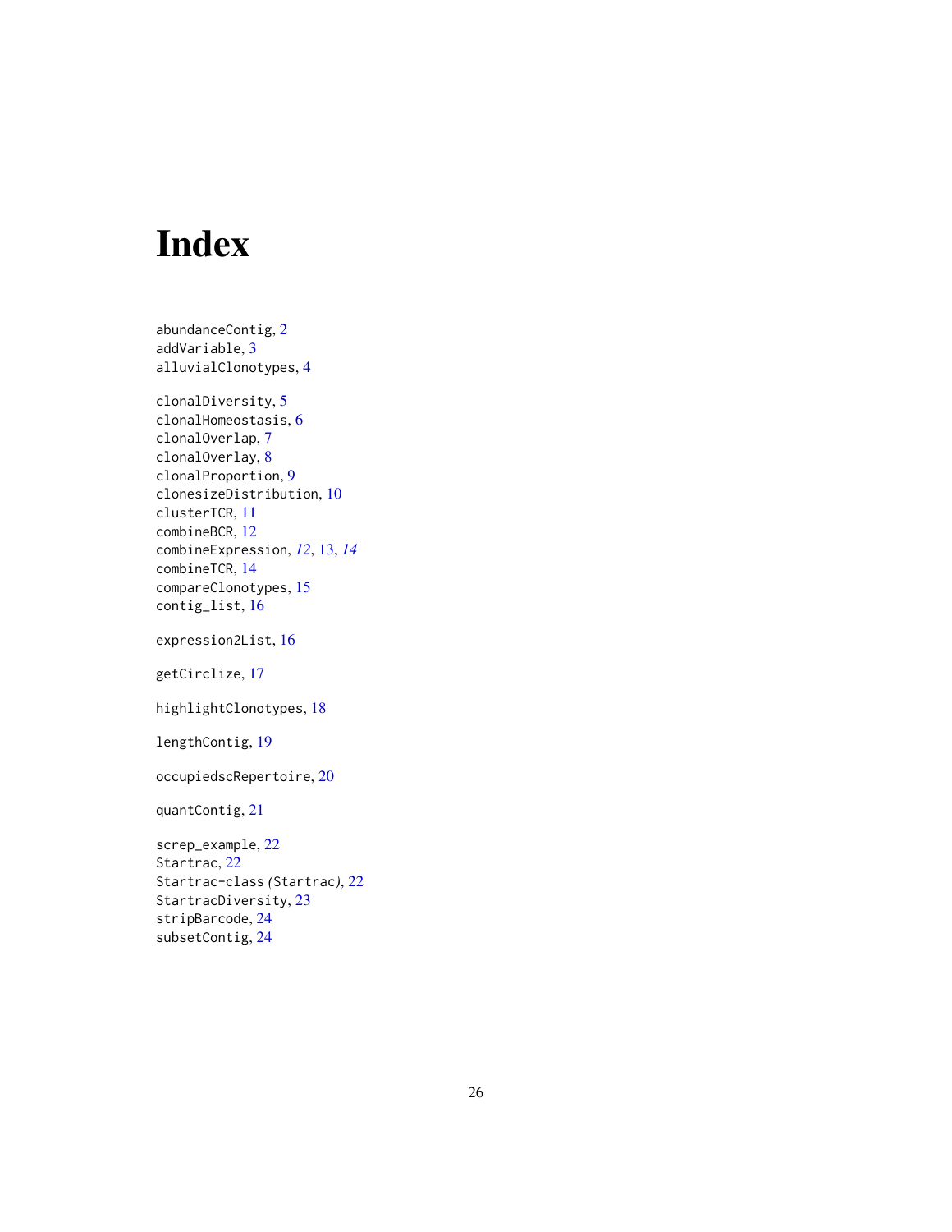# Index

abundanceContig, 2
addVariable, 3
alluvialClonotypes, 4

clonalDiversity, 5
clonalHomeostasis, 6
clonalOverlap, 7
clonalOverlay, 8
clonalProportion, 9
clonesizeDistribution, 10
clusterTCR, 11
combineBCR, 12
combineExpression, *12*, 13, *14*
combineTCR, 14
compareClonotypes, 15
contig_list, 16

expression2List, 16

getCirclize, 17

highlightClonotypes, 18

lengthContig, 19

occupiedscRepertoire, 20

quantContig, 21

screp_example, 22
Startrac, 22
Startrac-class *(*Startrac*)*, 22
StartracDiversity, 23
stripBarcode, 24
subsetContig, 24